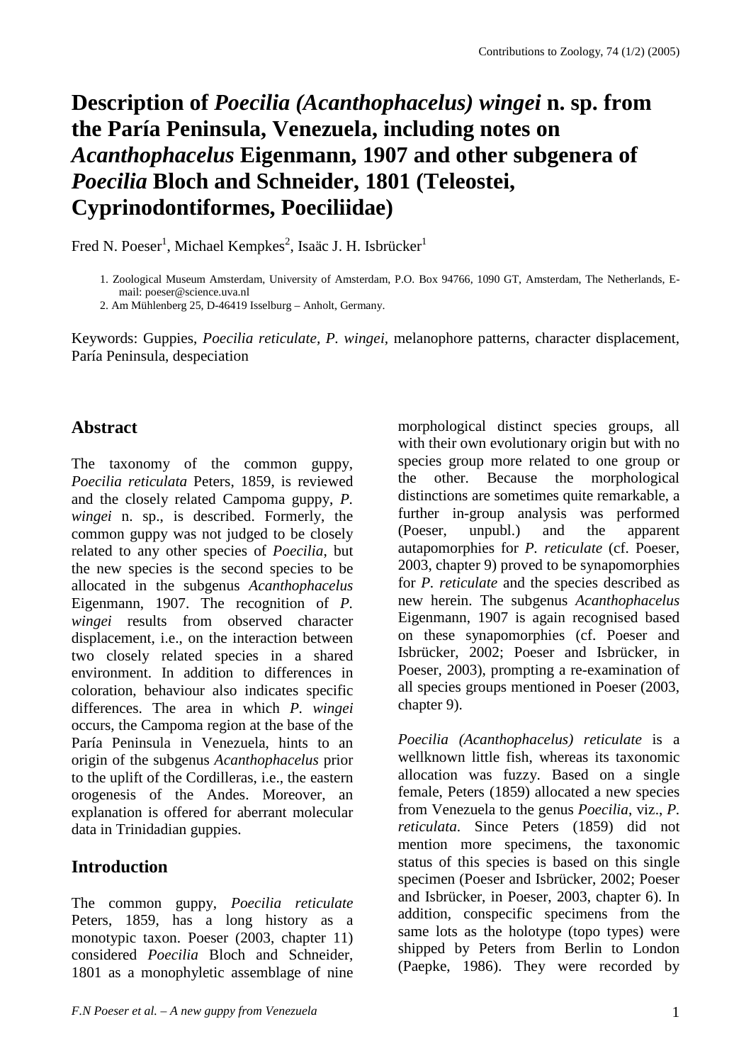# Description of *Poecilia (Acanthophacelus) wingei* n. sp. from the Paría Peninsula, Venezuela, including notes on *Acanthophacelus* Eigenmann, 1907 and other subgenera of *Poecilia* Bloch and Schneider, 1801 (Teleostei, Cyprinodontiformes, Poeciliidae)

Fred N. Poeser[1], Michael Kempkes[2], Isaäc J. H. Isbrücker[1]

1. Zoological Museum Amsterdam, University of Amsterdam, P.O. Box 94766, 1090 GT, Amsterdam, The Netherlands, E-mail: poeser@science.uva.nl
2. Am Mühlenberg 25, D-46419 Isselburg – Anholt, Germany.

Keywords: Guppies, *Poecilia reticulate*, *P. wingei*, melanophore patterns, character displacement, Paría Peninsula, despeciation

## Abstract

The taxonomy of the common guppy, *Poecilia reticulata* Peters, 1859, is reviewed and the closely related Campoma guppy, *P. wingei* n. sp., is described. Formerly, the common guppy was not judged to be closely related to any other species of *Poecilia*, but the new species is the second species to be allocated in the subgenus *Acanthophacelus* Eigenmann, 1907. The recognition of *P. wingei* results from observed character displacement, i.e., on the interaction between two closely related species in a shared environment. In addition to differences in coloration, behaviour also indicates specific differences. The area in which *P. wingei* occurs, the Campoma region at the base of the Paría Peninsula in Venezuela, hints to an origin of the subgenus *Acanthophacelus* prior to the uplift of the Cordilleras, i.e., the eastern orogenesis of the Andes. Moreover, an explanation is offered for aberrant molecular data in Trinidadian guppies.

## Introduction

The common guppy, *Poecilia reticulate* Peters, 1859, has a long history as a monotypic taxon. Poeser (2003, chapter 11) considered *Poecilia* Bloch and Schneider, 1801 as a monophyletic assemblage of nine morphological distinct species groups, all with their own evolutionary origin but with no species group more related to one group or the other. Because the morphological distinctions are sometimes quite remarkable, a further in-group analysis was performed (Poeser, unpubl.) and the apparent autapomorphies for *P. reticulate* (cf. Poeser, 2003, chapter 9) proved to be synapomorphies for *P. reticulate* and the species described as new herein. The subgenus *Acanthophacelus* Eigenmann, 1907 is again recognised based on these synapomorphies (cf. Poeser and Isbrücker, 2002; Poeser and Isbrücker, in Poeser, 2003), prompting a re-examination of all species groups mentioned in Poeser (2003, chapter 9).

*Poecilia (Acanthophacelus) reticulate* is a wellknown little fish, whereas its taxonomic allocation was fuzzy. Based on a single female, Peters (1859) allocated a new species from Venezuela to the genus *Poecilia*, viz., *P. reticulata*. Since Peters (1859) did not mention more specimens, the taxonomic status of this species is based on this single specimen (Poeser and Isbrücker, 2002; Poeser and Isbrücker, in Poeser, 2003, chapter 6). In addition, conspecific specimens from the same lots as the holotype (topo types) were shipped by Peters from Berlin to London (Paepke, 1986). They were recorded by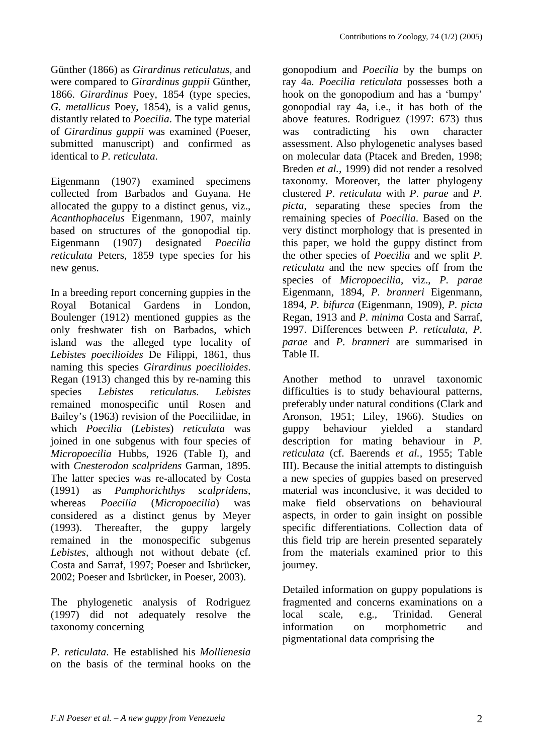Günther (1866) as *Girardinus reticulatus*, and were compared to *Girardinus guppii* Günther, 1866. *Girardinus* Poey, 1854 (type species, *G. metallicus* Poey, 1854), is a valid genus, distantly related to *Poecilia*. The type material of *Girardinus guppii* was examined (Poeser, submitted manuscript) and confirmed as identical to *P. reticulata*.

Eigenmann (1907) examined specimens collected from Barbados and Guyana. He allocated the guppy to a distinct genus, viz., *Acanthophacelus* Eigenmann, 1907, mainly based on structures of the gonopodial tip. Eigenmann (1907) designated *Poecilia reticulata* Peters, 1859 type species for his new genus.

In a breeding report concerning guppies in the Royal Botanical Gardens in London, Boulenger (1912) mentioned guppies as the only freshwater fish on Barbados, which island was the alleged type locality of *Lebistes poecilioides* De Filippi, 1861, thus naming this species *Girardinus poecilioides*. Regan (1913) changed this by re-naming this species *Lebistes reticulatus*. *Lebistes* remained monospecific until Rosen and Bailey's (1963) revision of the Poeciliidae, in which *Poecilia* (*Lebistes*) *reticulata* was joined in one subgenus with four species of *Micropoecilia* Hubbs, 1926 (Table I), and with *Cnesterodon scalpridens* Garman, 1895. The latter species was re-allocated by Costa (1991) as *Pamphorichthys scalpridens*, whereas *Poecilia* (*Micropoecilia*) was considered as a distinct genus by Meyer (1993). Thereafter, the guppy largely remained in the monospecific subgenus *Lebistes*, although not without debate (cf. Costa and Sarraf, 1997; Poeser and Isbrücker, 2002; Poeser and Isbrücker, in Poeser, 2003).

The phylogenetic analysis of Rodriguez (1997) did not adequately resolve the taxonomy concerning *P. reticulata*. He established his *Mollienesia* on the basis of the terminal hooks on the gonopodium and *Poecilia* by the bumps on ray 4a. *Poecilia reticulata* possesses both a hook on the gonopodium and has a 'bumpy' gonopodial ray 4a, i.e., it has both of the above features. Rodriguez (1997: 673) thus was contradicting his own character assessment. Also phylogenetic analyses based on molecular data (Ptacek and Breden, 1998; Breden *et al.*, 1999) did not render a resolved taxonomy. Moreover, the latter phylogeny clustered *P. reticulata* with *P. parae* and *P. picta*, separating these species from the remaining species of *Poecilia*. Based on the very distinct morphology that is presented in this paper, we hold the guppy distinct from the other species of *Poecilia* and we split *P. reticulata* and the new species off from the species of *Micropoecilia*, viz., *P. parae* Eigenmann, 1894, *P. branneri* Eigenmann, 1894, *P. bifurca* (Eigenmann, 1909), *P. picta* Regan, 1913 and *P. minima* Costa and Sarraf, 1997. Differences between *P. reticulata*, *P. parae* and *P. branneri* are summarised in Table II.

Another method to unravel taxonomic difficulties is to study behavioural patterns, preferably under natural conditions (Clark and Aronson, 1951; Liley, 1966). Studies on guppy behaviour yielded a standard description for mating behaviour in *P. reticulata* (cf. Baerends *et al.*, 1955; Table III). Because the initial attempts to distinguish a new species of guppies based on preserved material was inconclusive, it was decided to make field observations on behavioural aspects, in order to gain insight on possible specific differentiations. Collection data of this field trip are herein presented separately from the materials examined prior to this journey.

Detailed information on guppy populations is fragmented and concerns examinations on a local scale, e.g., Trinidad. General information on morphometric and pigmentational data comprising the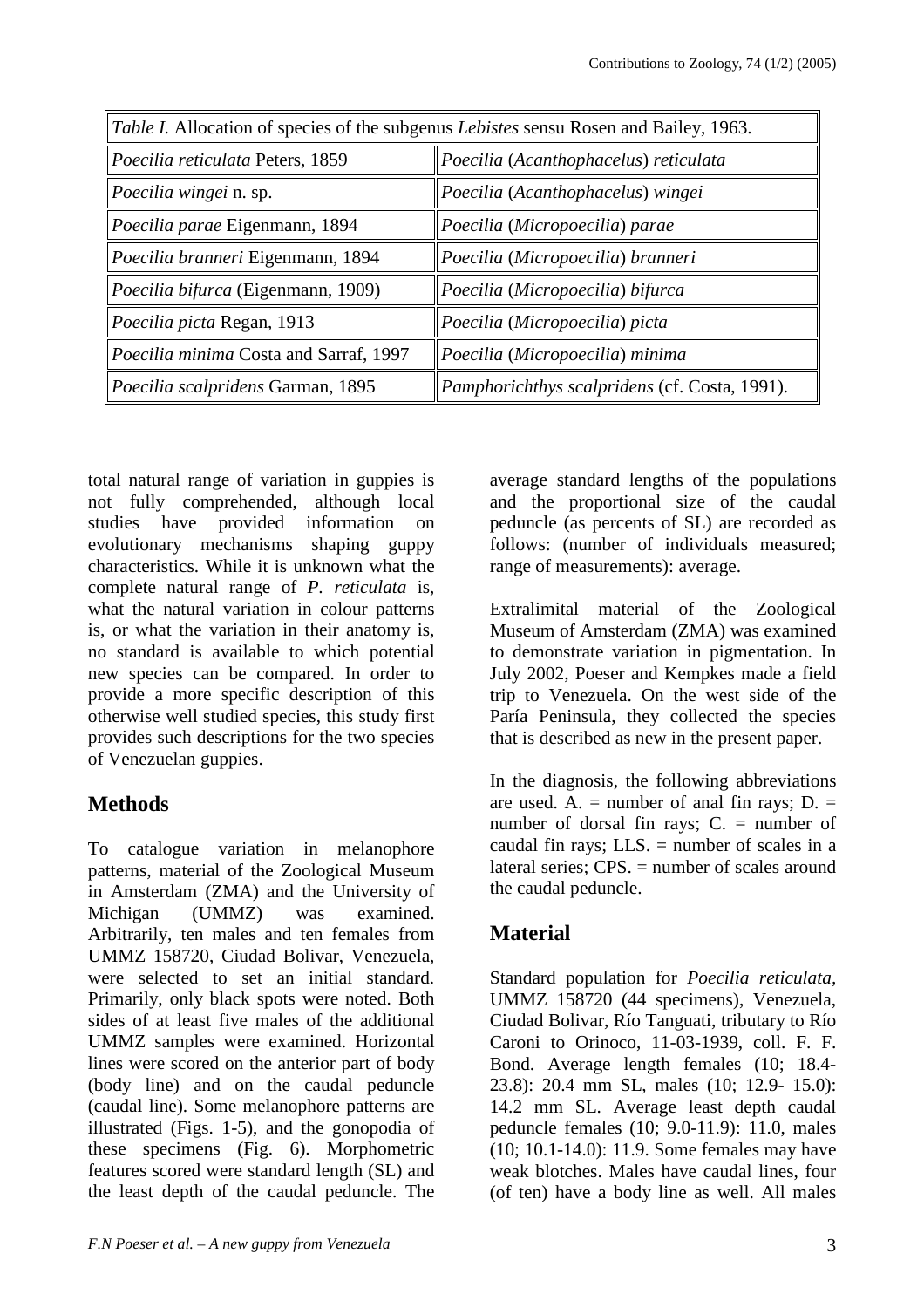*Table I.* Allocation of species of the subgenus *Lebistes* sensu Rosen and Bailey, 1963.

| | |
|---|---|
| *Poecilia reticulata* Peters, 1859 | *Poecilia* (*Acanthophacelus*) *reticulata* |
| *Poecilia wingei* n. sp. | *Poecilia* (*Acanthophacelus*) *wingei* |
| *Poecilia parae* Eigenmann, 1894 | *Poecilia* (*Micropoecilia*) *parae* |
| *Poecilia branneri* Eigenmann, 1894 | *Poecilia* (*Micropoecilia*) *branneri* |
| *Poecilia bifurca* (Eigenmann, 1909) | *Poecilia* (*Micropoecilia*) *bifurca* |
| *Poecilia picta* Regan, 1913 | *Poecilia* (*Micropoecilia*) *picta* |
| *Poecilia minima* Costa and Sarraf, 1997 | *Poecilia* (*Micropoecilia*) *minima* |
| *Poecilia scalpridens* Garman, 1895 | *Pamphorichthys scalpridens* (cf. Costa, 1991). |

total natural range of variation in guppies is not fully comprehended, although local studies have provided information on evolutionary mechanisms shaping guppy characteristics. While it is unknown what the complete natural range of *P. reticulata* is, what the natural variation in colour patterns is, or what the variation in their anatomy is, no standard is available to which potential new species can be compared. In order to provide a more specific description of this otherwise well studied species, this study first provides such descriptions for the two species of Venezuelan guppies.

## Methods

To catalogue variation in melanophore patterns, material of the Zoological Museum in Amsterdam (ZMA) and the University of Michigan (UMMZ) was examined. Arbitrarily, ten males and ten females from UMMZ 158720, Ciudad Bolivar, Venezuela, were selected to set an initial standard. Primarily, only black spots were noted. Both sides of at least five males of the additional UMMZ samples were examined. Horizontal lines were scored on the anterior part of body (body line) and on the caudal peduncle (caudal line). Some melanophore patterns are illustrated (Figs. 1-5), and the gonopodia of these specimens (Fig. 6). Morphometric features scored were standard length (SL) and the least depth of the caudal peduncle. The average standard lengths of the populations and the proportional size of the caudal peduncle (as percents of SL) are recorded as follows: (number of individuals measured; range of measurements): average.

Extralimital material of the Zoological Museum of Amsterdam (ZMA) was examined to demonstrate variation in pigmentation. In July 2002, Poeser and Kempkes made a field trip to Venezuela. On the west side of the Paría Peninsula, they collected the species that is described as new in the present paper.

In the diagnosis, the following abbreviations are used. A. = number of anal fin rays; D. = number of dorsal fin rays; C. = number of caudal fin rays; LLS. = number of scales in a lateral series; CPS. = number of scales around the caudal peduncle.

## Material

Standard population for *Poecilia reticulata*, UMMZ 158720 (44 specimens), Venezuela, Ciudad Bolivar, Río Tanguati, tributary to Río Caroni to Orinoco, 11-03-1939, coll. F. F. Bond. Average length females (10; 18.4-23.8): 20.4 mm SL, males (10; 12.9- 15.0): 14.2 mm SL. Average least depth caudal peduncle females (10; 9.0-11.9): 11.0, males (10; 10.1-14.0): 11.9. Some females may have weak blotches. Males have caudal lines, four (of ten) have a body line as well. All males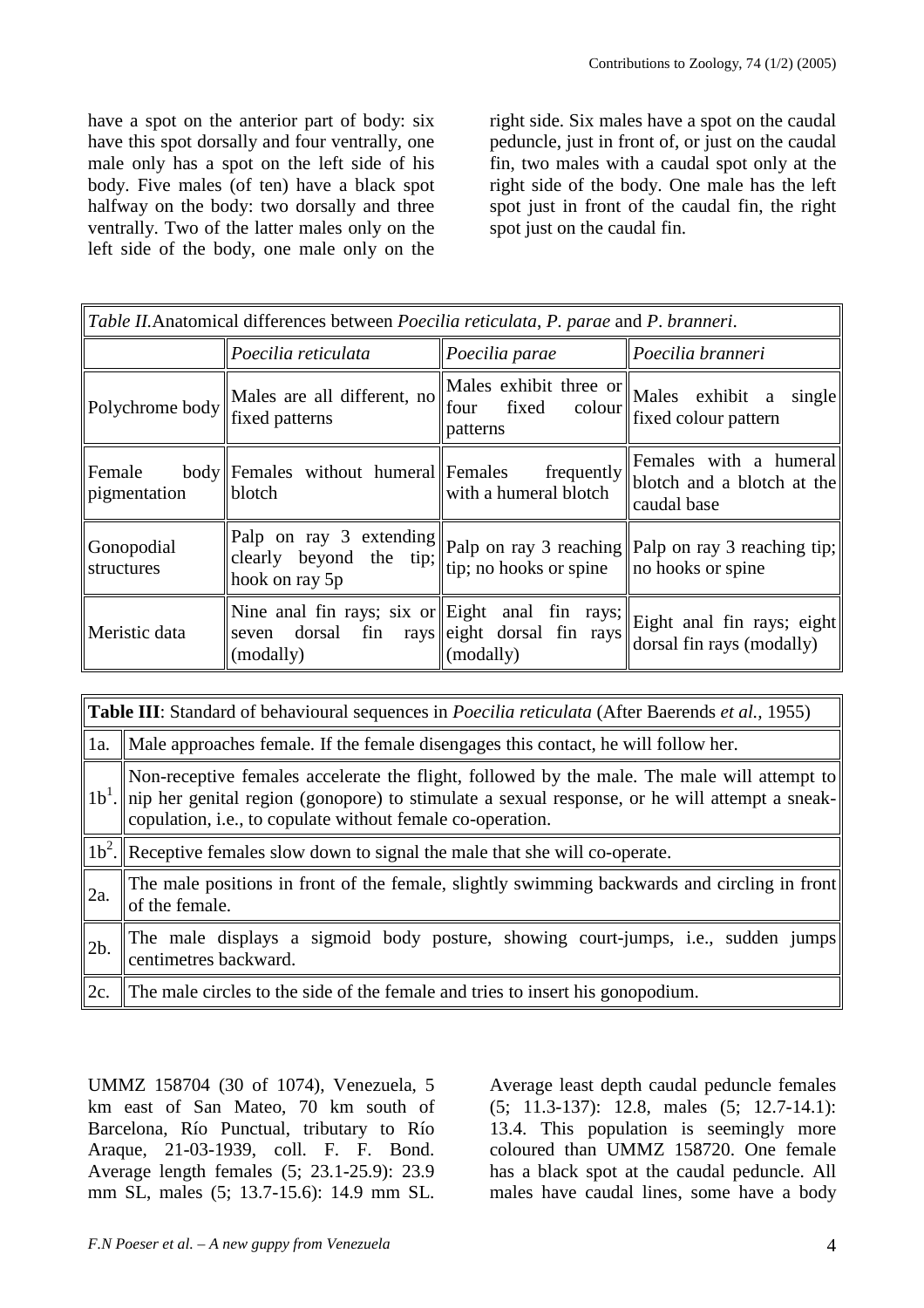have a spot on the anterior part of body: six have this spot dorsally and four ventrally, one male only has a spot on the left side of his body. Five males (of ten) have a black spot halfway on the body: two dorsally and three ventrally. Two of the latter males only on the left side of the body, one male only on the right side. Six males have a spot on the caudal peduncle, just in front of, or just on the caudal fin, two males with a caudal spot only at the right side of the body. One male has the left spot just in front of the caudal fin, the right spot just on the caudal fin.

| *Table II.* Anatomical differences between *Poecilia reticulata*, *P. parae* and *P. branneri*. | | | |
|---|---|---|---|
| | *Poecilia reticulata* | *Poecilia parae* | *Poecilia branneri* |
| Polychrome body | Males are all different, no fixed patterns | Males exhibit three or four fixed colour patterns | Males exhibit a single fixed colour pattern |
| Female body pigmentation | Females without humeral blotch | Females frequently with a humeral blotch | Females with a humeral blotch and a blotch at the caudal base |
| Gonopodial structures | Palp on ray 3 extending clearly beyond the tip; hook on ray 5p | Palp on ray 3 reaching tip; no hooks or spine | Palp on ray 3 reaching tip; no hooks or spine |
| Meristic data | Nine anal fin rays; six or seven dorsal fin rays (modally) | Eight anal fin rays; eight dorsal fin rays (modally) | Eight anal fin rays; eight dorsal fin rays (modally) |

| **Table III**: Standard of behavioural sequences in *Poecilia reticulata* (After Baerends *et al.*, 1955) | |
|---|---|
| 1a. | Male approaches female. If the female disengages this contact, he will follow her. |
| $1b^1$. | Non-receptive females accelerate the flight, followed by the male. The male will attempt to nip her genital region (gonopore) to stimulate a sexual response, or he will attempt a sneak-copulation, i.e., to copulate without female co-operation. |
| $1b^2$. | Receptive females slow down to signal the male that she will co-operate. |
| 2a. | The male positions in front of the female, slightly swimming backwards and circling in front of the female. |
| 2b. | The male displays a sigmoid body posture, showing court-jumps, i.e., sudden jumps centimetres backward. |
| 2c. | The male circles to the side of the female and tries to insert his gonopodium. |

UMMZ 158704 (30 of 1074), Venezuela, 5 km east of San Mateo, 70 km south of Barcelona, Río Punctual, tributary to Río Araque, 21-03-1939, coll. F. F. Bond. Average length females (5; 23.1-25.9): 23.9 mm SL, males (5; 13.7-15.6): 14.9 mm SL. Average least depth caudal peduncle females (5; 11.3-137): 12.8, males (5; 12.7-14.1): 13.4. This population is seemingly more coloured than UMMZ 158720. One female has a black spot at the caudal peduncle. All males have caudal lines, some have a body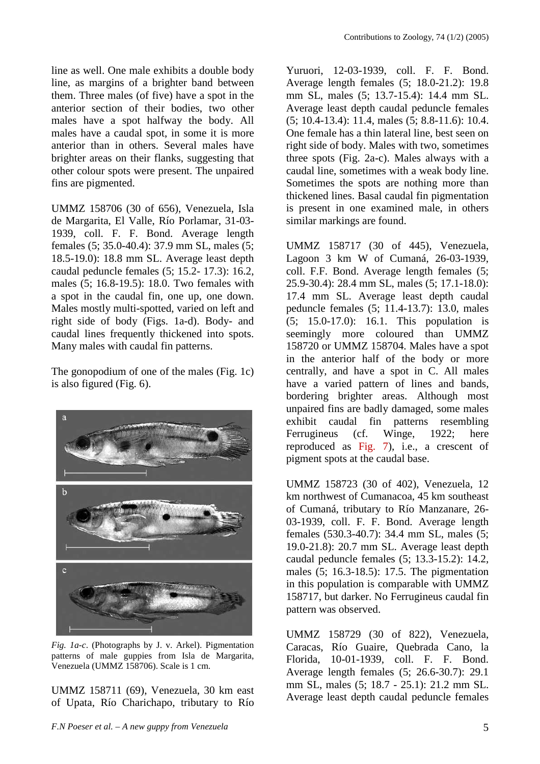line as well. One male exhibits a double body line, as margins of a brighter band between them. Three males (of five) have a spot in the anterior section of their bodies, two other males have a spot halfway the body. All males have a caudal spot, in some it is more anterior than in others. Several males have brighter areas on their flanks, suggesting that other colour spots were present. The unpaired fins are pigmented.

UMMZ 158706 (30 of 656), Venezuela, Isla de Margarita, El Valle, Río Porlamar, 31-03-1939, coll. F. F. Bond. Average length females (5; 35.0-40.4): 37.9 mm SL, males (5; 18.5-19.0): 18.8 mm SL. Average least depth caudal peduncle females (5; 15.2- 17.3): 16.2, males (5; 16.8-19.5): 18.0. Two females with a spot in the caudal fin, one up, one down. Males mostly multi-spotted, varied on left and right side of body (Figs. 1a-d). Body- and caudal lines frequently thickened into spots. Many males with caudal fin patterns.

The gonopodium of one of the males (Fig. 1c) is also figured (Fig. 6).

*Fig. 1a-c.* (Photographs by J. v. Arkel). Pigmentation patterns of male guppies from Isla de Margarita, Venezuela (UMMZ 158706). Scale is 1 cm.

UMMZ 158711 (69), Venezuela, 30 km east of Upata, Río Charichapo, tributary to Río Yuruori, 12-03-1939, coll. F. F. Bond. Average length females (5; 18.0-21.2): 19.8 mm SL, males (5; 13.7-15.4): 14.4 mm SL. Average least depth caudal peduncle females (5; 10.4-13.4): 11.4, males (5; 8.8-11.6): 10.4. One female has a thin lateral line, best seen on right side of body. Males with two, sometimes three spots (Fig. 2a-c). Males always with a caudal line, sometimes with a weak body line. Sometimes the spots are nothing more than thickened lines. Basal caudal fin pigmentation is present in one examined male, in others similar markings are found.

UMMZ 158717 (30 of 445), Venezuela, Lagoon 3 km W of Cumaná, 26-03-1939, coll. F.F. Bond. Average length females (5; 25.9-30.4): 28.4 mm SL, males (5; 17.1-18.0): 17.4 mm SL. Average least depth caudal peduncle females (5; 11.4-13.7): 13.0, males (5; 15.0-17.0): 16.1. This population is seemingly more coloured than UMMZ 158720 or UMMZ 158704. Males have a spot in the anterior half of the body or more centrally, and have a spot in C. All males have a varied pattern of lines and bands, bordering brighter areas. Although most unpaired fins are badly damaged, some males exhibit caudal fin patterns resembling Ferrugineus (cf. Winge, 1922; here reproduced as Fig. 7), i.e., a crescent of pigment spots at the caudal base.

UMMZ 158723 (30 of 402), Venezuela, 12 km northwest of Cumanacoa, 45 km southeast of Cumaná, tributary to Río Manzanare, 26-03-1939, coll. F. F. Bond. Average length females (530.3-40.7): 34.4 mm SL, males (5; 19.0-21.8): 20.7 mm SL. Average least depth caudal peduncle females (5; 13.3-15.2): 14.2, males (5; 16.3-18.5): 17.5. The pigmentation in this population is comparable with UMMZ 158717, but darker. No Ferrugineus caudal fin pattern was observed.

UMMZ 158729 (30 of 822), Venezuela, Caracas, Río Guaire, Quebrada Cano, la Florida, 10-01-1939, coll. F. F. Bond. Average length females (5; 26.6-30.7): 29.1 mm SL, males (5; 18.7 - 25.1): 21.2 mm SL. Average least depth caudal peduncle females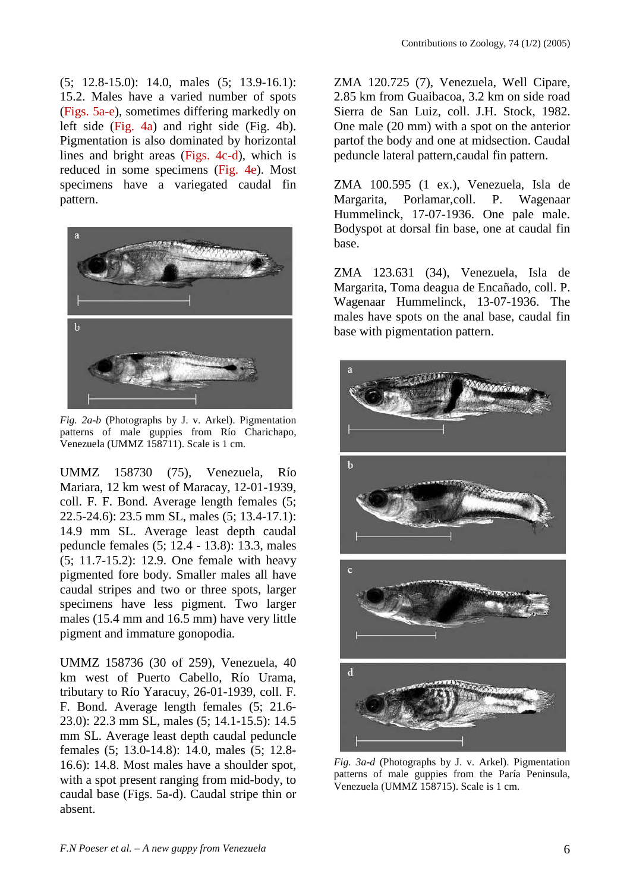(5; 12.8-15.0): 14.0, males (5; 13.9-16.1): 15.2. Males have a varied number of spots (Figs. 5a-e), sometimes differing markedly on left side (Fig. 4a) and right side (Fig. 4b). Pigmentation is also dominated by horizontal lines and bright areas (Figs. 4c-d), which is reduced in some specimens (Fig. 4e). Most specimens have a variegated caudal fin pattern.

*Fig. 2a-b* (Photographs by J. v. Arkel). Pigmentation patterns of male guppies from Río Charichapo, Venezuela (UMMZ 158711). Scale is 1 cm.

UMMZ 158730 (75), Venezuela, Río Mariara, 12 km west of Maracay, 12-01-1939, coll. F. F. Bond. Average length females (5; 22.5-24.6): 23.5 mm SL, males (5; 13.4-17.1): 14.9 mm SL. Average least depth caudal peduncle females (5; 12.4 - 13.8): 13.3, males (5; 11.7-15.2): 12.9. One female with heavy pigmented fore body. Smaller males all have caudal stripes and two or three spots, larger specimens have less pigment. Two larger males (15.4 mm and 16.5 mm) have very little pigment and immature gonopodia.

UMMZ 158736 (30 of 259), Venezuela, 40 km west of Puerto Cabello, Río Urama, tributary to Río Yaracuy, 26-01-1939, coll. F. F. Bond. Average length females (5; 21.6-23.0): 22.3 mm SL, males (5; 14.1-15.5): 14.5 mm SL. Average least depth caudal peduncle females (5; 13.0-14.8): 14.0, males (5; 12.8-16.6): 14.8. Most males have a shoulder spot, with a spot present ranging from mid-body, to caudal base (Figs. 5a-d). Caudal stripe thin or absent.

ZMA 120.725 (7), Venezuela, Well Cipare, 2.85 km from Guaibacoa, 3.2 km on side road Sierra de San Luiz, coll. J.H. Stock, 1982. One male (20 mm) with a spot on the anterior partof the body and one at midsection. Caudal peduncle lateral pattern,caudal fin pattern.

ZMA 100.595 (1 ex.), Venezuela, Isla de Margarita, Porlamar,coll. P. Wagenaar Hummelinck, 17-07-1936. One pale male. Bodyspot at dorsal fin base, one at caudal fin base.

ZMA 123.631 (34), Venezuela, Isla de Margarita, Toma deagua de Encañado, coll. P. Wagenaar Hummelinck, 13-07-1936. The males have spots on the anal base, caudal fin base with pigmentation pattern.

*Fig. 3a-d* (Photographs by J. v. Arkel). Pigmentation patterns of male guppies from the Paría Peninsula, Venezuela (UMMZ 158715). Scale is 1 cm.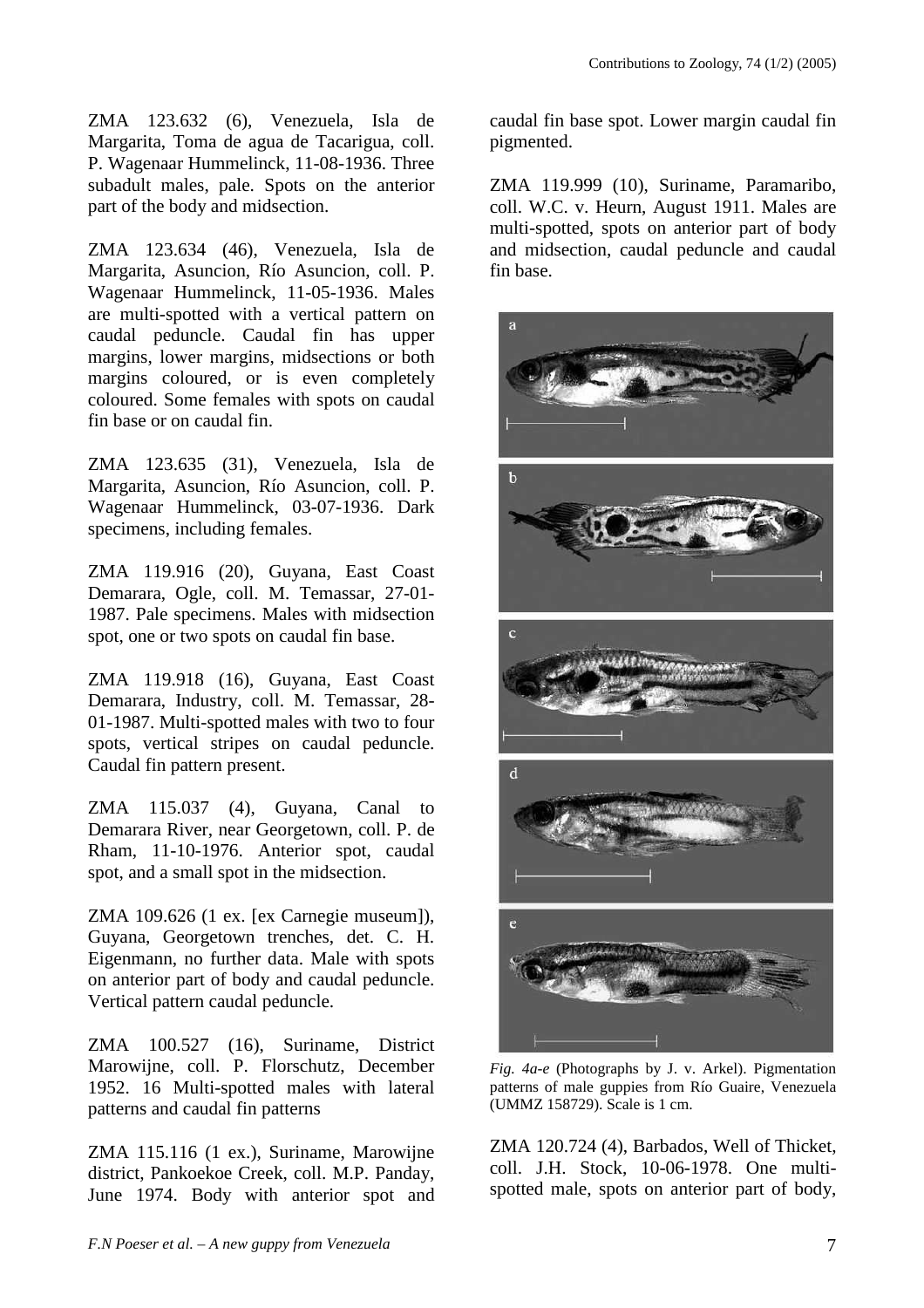ZMA 123.632 (6), Venezuela, Isla de Margarita, Toma de agua de Tacarigua, coll. P. Wagenaar Hummelinck, 11-08-1936. Three subadult males, pale. Spots on the anterior part of the body and midsection.

ZMA 123.634 (46), Venezuela, Isla de Margarita, Asuncion, Río Asuncion, coll. P. Wagenaar Hummelinck, 11-05-1936. Males are multi-spotted with a vertical pattern on caudal peduncle. Caudal fin has upper margins, lower margins, midsections or both margins coloured, or is even completely coloured. Some females with spots on caudal fin base or on caudal fin.

ZMA 123.635 (31), Venezuela, Isla de Margarita, Asuncion, Río Asuncion, coll. P. Wagenaar Hummelinck, 03-07-1936. Dark specimens, including females.

ZMA 119.916 (20), Guyana, East Coast Demarara, Ogle, coll. M. Temassar, 27-01-1987. Pale specimens. Males with midsection spot, one or two spots on caudal fin base.

ZMA 119.918 (16), Guyana, East Coast Demarara, Industry, coll. M. Temassar, 28-01-1987. Multi-spotted males with two to four spots, vertical stripes on caudal peduncle. Caudal fin pattern present.

ZMA 115.037 (4), Guyana, Canal to Demarara River, near Georgetown, coll. P. de Rham, 11-10-1976. Anterior spot, caudal spot, and a small spot in the midsection.

ZMA 109.626 (1 ex. [ex Carnegie museum]), Guyana, Georgetown trenches, det. C. H. Eigenmann, no further data. Male with spots on anterior part of body and caudal peduncle. Vertical pattern caudal peduncle.

ZMA 100.527 (16), Suriname, District Marowijne, coll. P. Florschutz, December 1952. 16 Multi-spotted males with lateral patterns and caudal fin patterns

ZMA 115.116 (1 ex.), Suriname, Marowijne district, Pankoekoe Creek, coll. M.P. Panday, June 1974. Body with anterior spot and caudal fin base spot. Lower margin caudal fin pigmented.

ZMA 119.999 (10), Suriname, Paramaribo, coll. W.C. v. Heurn, August 1911. Males are multi-spotted, spots on anterior part of body and midsection, caudal peduncle and caudal fin base.

*Fig. 4a-e* (Photographs by J. v. Arkel). Pigmentation patterns of male guppies from Río Guaire, Venezuela (UMMZ 158729). Scale is 1 cm.

ZMA 120.724 (4), Barbados, Well of Thicket, coll. J.H. Stock, 10-06-1978. One multi-spotted male, spots on anterior part of body,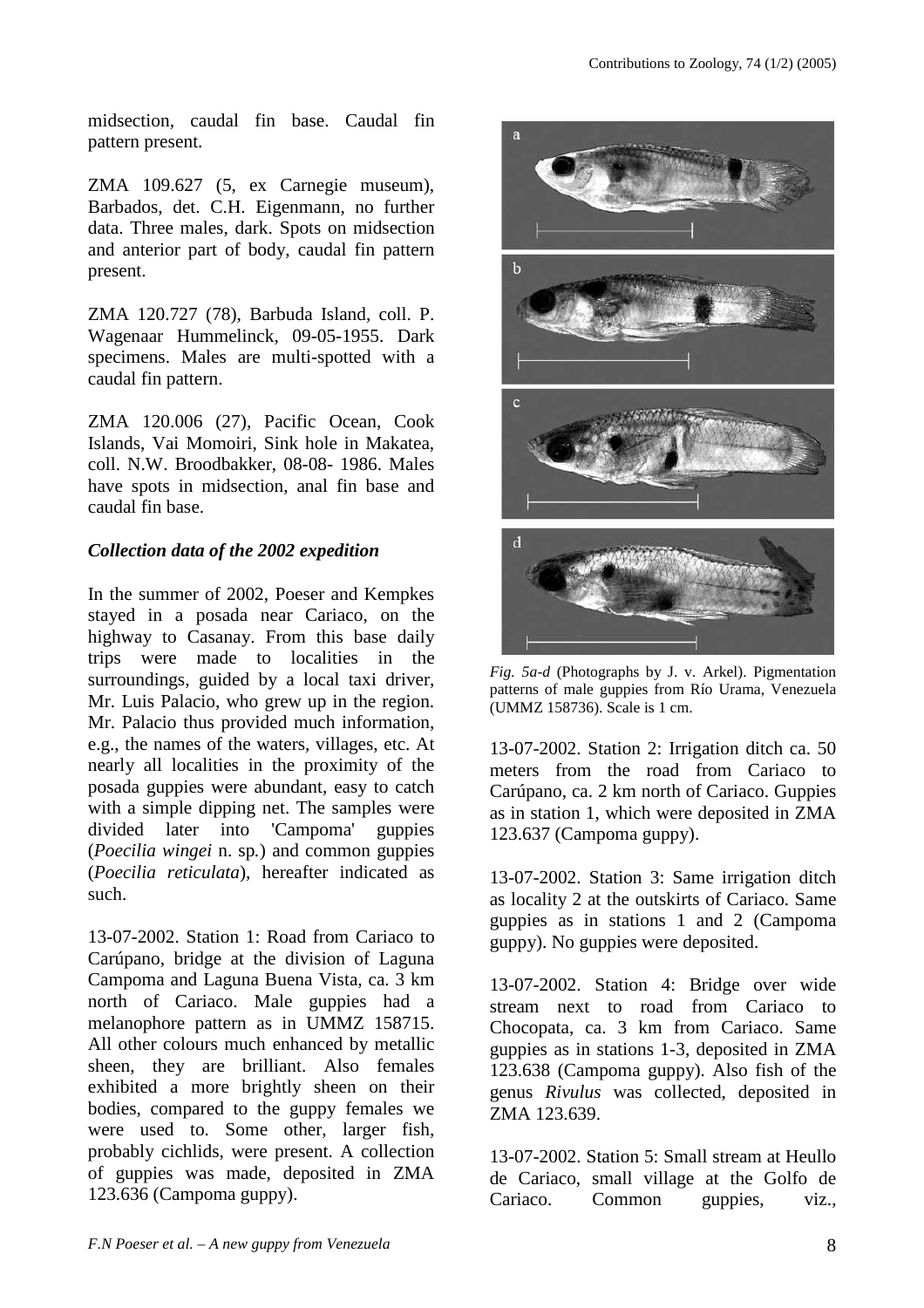midsection, caudal fin base. Caudal fin pattern present.

ZMA 109.627 (5, ex Carnegie museum), Barbados, det. C.H. Eigenmann, no further data. Three males, dark. Spots on midsection and anterior part of body, caudal fin pattern present.

ZMA 120.727 (78), Barbuda Island, coll. P. Wagenaar Hummelinck, 09-05-1955. Dark specimens. Males are multi-spotted with a caudal fin pattern.

ZMA 120.006 (27), Pacific Ocean, Cook Islands, Vai Momoiri, Sink hole in Makatea, coll. N.W. Broodbakker, 08-08- 1986. Males have spots in midsection, anal fin base and caudal fin base.

### *Collection data of the 2002 expedition*

In the summer of 2002, Poeser and Kempkes stayed in a posada near Cariaco, on the highway to Casanay. From this base daily trips were made to localities in the surroundings, guided by a local taxi driver, Mr. Luis Palacio, who grew up in the region. Mr. Palacio thus provided much information, e.g., the names of the waters, villages, etc. At nearly all localities in the proximity of the posada guppies were abundant, easy to catch with a simple dipping net. The samples were divided later into 'Campoma' guppies (*Poecilia wingei* n. sp.) and common guppies (*Poecilia reticulata*), hereafter indicated as such.

13-07-2002. Station 1: Road from Cariaco to Carúpano, bridge at the division of Laguna Campoma and Laguna Buena Vista, ca. 3 km north of Cariaco. Male guppies had a melanophore pattern as in UMMZ 158715. All other colours much enhanced by metallic sheen, they are brilliant. Also females exhibited a more brightly sheen on their bodies, compared to the guppy females we were used to. Some other, larger fish, probably cichlids, were present. A collection of guppies was made, deposited in ZMA 123.636 (Campoma guppy).

*Fig. 5a-d* (Photographs by J. v. Arkel). Pigmentation patterns of male guppies from Río Urama, Venezuela (UMMZ 158736). Scale is 1 cm.

13-07-2002. Station 2: Irrigation ditch ca. 50 meters from the road from Cariaco to Carúpano, ca. 2 km north of Cariaco. Guppies as in station 1, which were deposited in ZMA 123.637 (Campoma guppy).

13-07-2002. Station 3: Same irrigation ditch as locality 2 at the outskirts of Cariaco. Same guppies as in stations 1 and 2 (Campoma guppy). No guppies were deposited.

13-07-2002. Station 4: Bridge over wide stream next to road from Cariaco to Chocopata, ca. 3 km from Cariaco. Same guppies as in stations 1-3, deposited in ZMA 123.638 (Campoma guppy). Also fish of the genus *Rivulus* was collected, deposited in ZMA 123.639.

13-07-2002. Station 5: Small stream at Heullo de Cariaco, small village at the Golfo de Cariaco. Common guppies, viz.,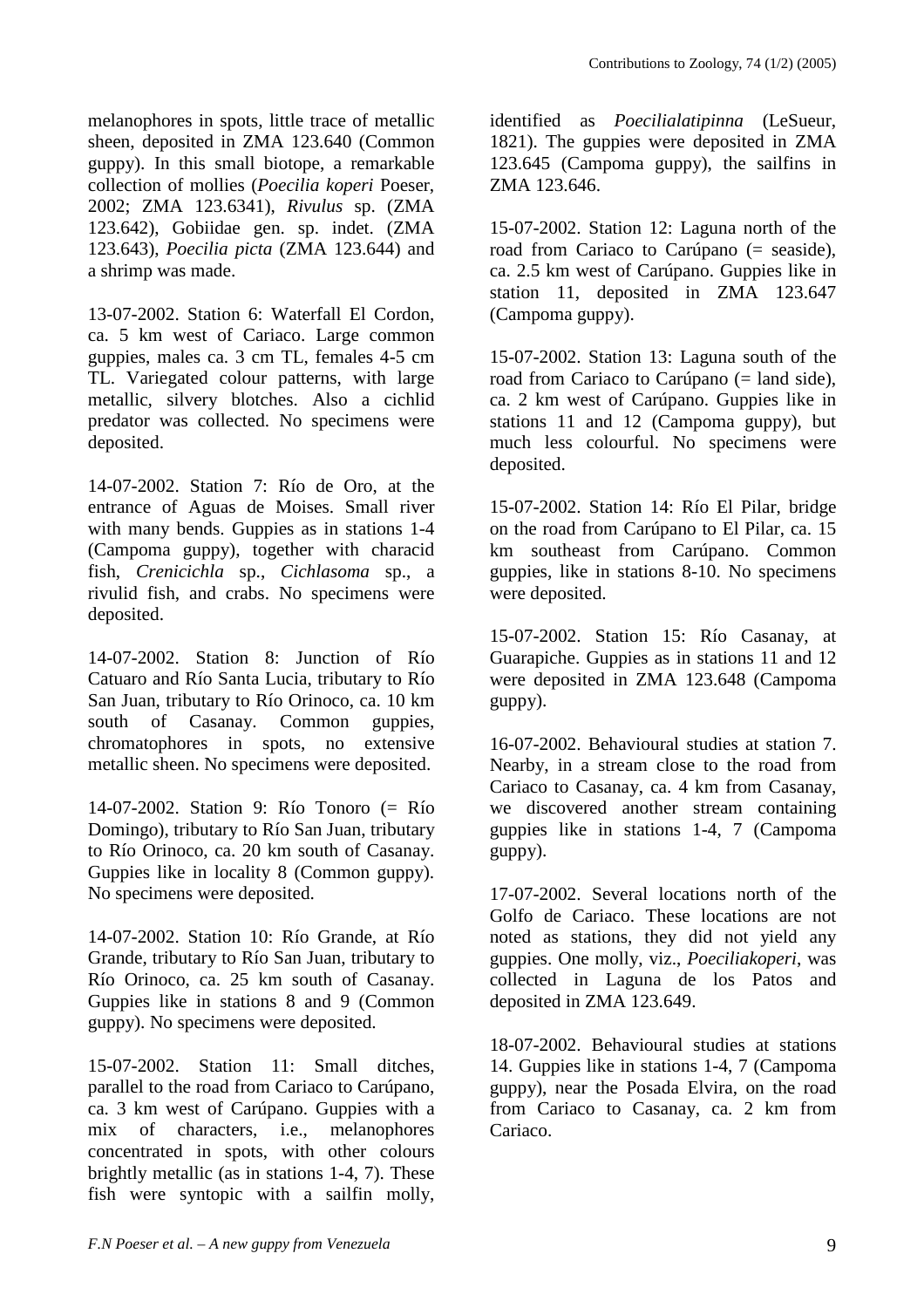melanophores in spots, little trace of metallic sheen, deposited in ZMA 123.640 (Common guppy). In this small biotope, a remarkable collection of mollies (*Poecilia koperi* Poeser, 2002; ZMA 123.6341), *Rivulus* sp. (ZMA 123.642), Gobiidae gen. sp. indet. (ZMA 123.643), *Poecilia picta* (ZMA 123.644) and a shrimp was made.

13-07-2002. Station 6: Waterfall El Cordon, ca. 5 km west of Cariaco. Large common guppies, males ca. 3 cm TL, females 4-5 cm TL. Variegated colour patterns, with large metallic, silvery blotches. Also a cichlid predator was collected. No specimens were deposited.

14-07-2002. Station 7: Río de Oro, at the entrance of Aguas de Moises. Small river with many bends. Guppies as in stations 1-4 (Campoma guppy), together with characid fish, *Crenicichla* sp., *Cichlasoma* sp., a rivulid fish, and crabs. No specimens were deposited.

14-07-2002. Station 8: Junction of Río Catuaro and Río Santa Lucia, tributary to Río San Juan, tributary to Río Orinoco, ca. 10 km south of Casanay. Common guppies, chromatophores in spots, no extensive metallic sheen. No specimens were deposited.

14-07-2002. Station 9: Río Tonoro (= Río Domingo), tributary to Río San Juan, tributary to Río Orinoco, ca. 20 km south of Casanay. Guppies like in locality 8 (Common guppy). No specimens were deposited.

14-07-2002. Station 10: Río Grande, at Río Grande, tributary to Río San Juan, tributary to Río Orinoco, ca. 25 km south of Casanay. Guppies like in stations 8 and 9 (Common guppy). No specimens were deposited.

15-07-2002. Station 11: Small ditches, parallel to the road from Cariaco to Carúpano, ca. 3 km west of Carúpano. Guppies with a mix of characters, i.e., melanophores concentrated in spots, with other colours brightly metallic (as in stations 1-4, 7). These fish were syntopic with a sailfin molly, identified as *Poecilialatipinna* (LeSueur, 1821). The guppies were deposited in ZMA 123.645 (Campoma guppy), the sailfins in ZMA 123.646.

15-07-2002. Station 12: Laguna north of the road from Cariaco to Carúpano (= seaside), ca. 2.5 km west of Carúpano. Guppies like in station 11, deposited in ZMA 123.647 (Campoma guppy).

15-07-2002. Station 13: Laguna south of the road from Cariaco to Carúpano (= land side), ca. 2 km west of Carúpano. Guppies like in stations 11 and 12 (Campoma guppy), but much less colourful. No specimens were deposited.

15-07-2002. Station 14: Río El Pilar, bridge on the road from Carúpano to El Pilar, ca. 15 km southeast from Carúpano. Common guppies, like in stations 8-10. No specimens were deposited.

15-07-2002. Station 15: Río Casanay, at Guarapiche. Guppies as in stations 11 and 12 were deposited in ZMA 123.648 (Campoma guppy).

16-07-2002. Behavioural studies at station 7. Nearby, in a stream close to the road from Cariaco to Casanay, ca. 4 km from Casanay, we discovered another stream containing guppies like in stations 1-4, 7 (Campoma guppy).

17-07-2002. Several locations north of the Golfo de Cariaco. These locations are not noted as stations, they did not yield any guppies. One molly, viz., *Poeciliakoperi*, was collected in Laguna de los Patos and deposited in ZMA 123.649.

18-07-2002. Behavioural studies at stations 14. Guppies like in stations 1-4, 7 (Campoma guppy), near the Posada Elvira, on the road from Cariaco to Casanay, ca. 2 km from Cariaco.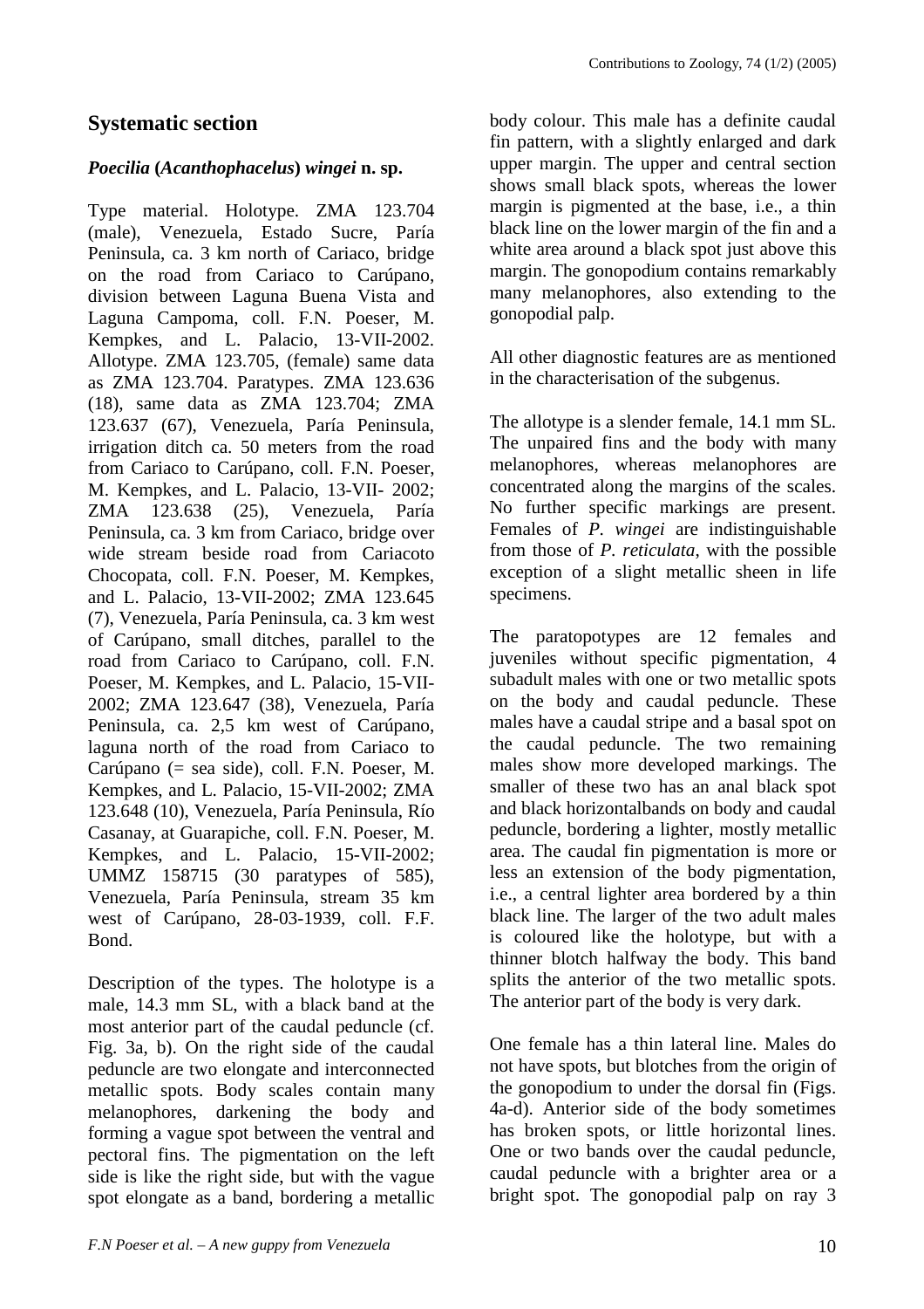## Systematic section

### *Poecilia* (*Acanthophacelus*) *wingei* n. sp.

Type material. Holotype. ZMA 123.704 (male), Venezuela, Estado Sucre, Paría Peninsula, ca. 3 km north of Cariaco, bridge on the road from Cariaco to Carúpano, division between Laguna Buena Vista and Laguna Campoma, coll. F.N. Poeser, M. Kempkes, and L. Palacio, 13-VII-2002. Allotype. ZMA 123.705, (female) same data as ZMA 123.704. Paratypes. ZMA 123.636 (18), same data as ZMA 123.704; ZMA 123.637 (67), Venezuela, Paría Peninsula, irrigation ditch ca. 50 meters from the road from Cariaco to Carúpano, coll. F.N. Poeser, M. Kempkes, and L. Palacio, 13-VII- 2002; ZMA 123.638 (25), Venezuela, Paría Peninsula, ca. 3 km from Cariaco, bridge over wide stream beside road from Cariacoto Chocopata, coll. F.N. Poeser, M. Kempkes, and L. Palacio, 13-VII-2002; ZMA 123.645 (7), Venezuela, Paría Peninsula, ca. 3 km west of Carúpano, small ditches, parallel to the road from Cariaco to Carúpano, coll. F.N. Poeser, M. Kempkes, and L. Palacio, 15-VII-2002; ZMA 123.647 (38), Venezuela, Paría Peninsula, ca. 2,5 km west of Carúpano, laguna north of the road from Cariaco to Carúpano (= sea side), coll. F.N. Poeser, M. Kempkes, and L. Palacio, 15-VII-2002; ZMA 123.648 (10), Venezuela, Paría Peninsula, Río Casanay, at Guarapiche, coll. F.N. Poeser, M. Kempkes, and L. Palacio, 15-VII-2002; UMMZ 158715 (30 paratypes of 585), Venezuela, Paría Peninsula, stream 35 km west of Carúpano, 28-03-1939, coll. F.F. Bond.

Description of the types. The holotype is a male, 14.3 mm SL, with a black band at the most anterior part of the caudal peduncle (cf. Fig. 3a, b). On the right side of the caudal peduncle are two elongate and interconnected metallic spots. Body scales contain many melanophores, darkening the body and forming a vague spot between the ventral and pectoral fins. The pigmentation on the left side is like the right side, but with the vague spot elongate as a band, bordering a metallic body colour. This male has a definite caudal fin pattern, with a slightly enlarged and dark upper margin. The upper and central section shows small black spots, whereas the lower margin is pigmented at the base, i.e., a thin black line on the lower margin of the fin and a white area around a black spot just above this margin. The gonopodium contains remarkably many melanophores, also extending to the gonopodial palp.

All other diagnostic features are as mentioned in the characterisation of the subgenus.

The allotype is a slender female, 14.1 mm SL. The unpaired fins and the body with many melanophores, whereas melanophores are concentrated along the margins of the scales. No further specific markings are present. Females of *P. wingei* are indistinguishable from those of *P. reticulata*, with the possible exception of a slight metallic sheen in life specimens.

The paratopotypes are 12 females and juveniles without specific pigmentation, 4 subadult males with one or two metallic spots on the body and caudal peduncle. These males have a caudal stripe and a basal spot on the caudal peduncle. The two remaining males show more developed markings. The smaller of these two has an anal black spot and black horizontalbands on body and caudal peduncle, bordering a lighter, mostly metallic area. The caudal fin pigmentation is more or less an extension of the body pigmentation, i.e., a central lighter area bordered by a thin black line. The larger of the two adult males is coloured like the holotype, but with a thinner blotch halfway the body. This band splits the anterior of the two metallic spots. The anterior part of the body is very dark.

One female has a thin lateral line. Males do not have spots, but blotches from the origin of the gonopodium to under the dorsal fin (Figs. 4a-d). Anterior side of the body sometimes has broken spots, or little horizontal lines. One or two bands over the caudal peduncle, caudal peduncle with a brighter area or a bright spot. The gonopodial palp on ray 3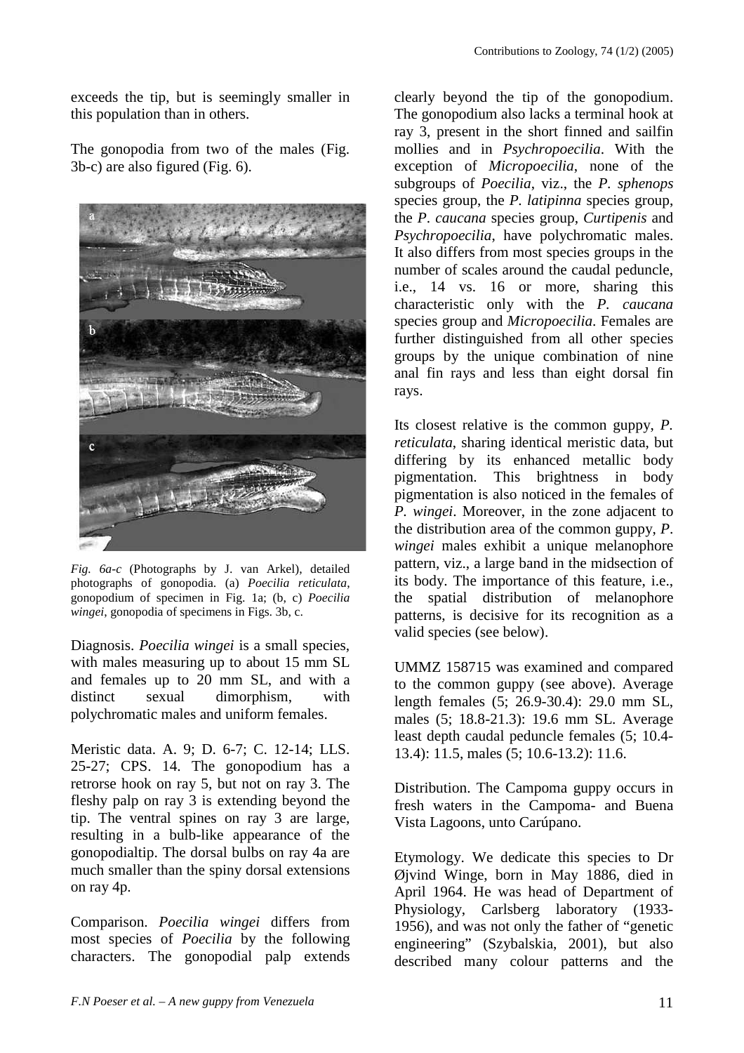exceeds the tip, but is seemingly smaller in this population than in others.

The gonopodia from two of the males (Fig. 3b-c) are also figured (Fig. 6).

*Fig. 6a-c* (Photographs by J. van Arkel), detailed photographs of gonopodia. (a) *Poecilia reticulata*, gonopodium of specimen in Fig. 1a; (b, c) *Poecilia wingei*, gonopodia of specimens in Figs. 3b, c.

Diagnosis. *Poecilia wingei* is a small species, with males measuring up to about 15 mm SL and females up to 20 mm SL, and with a distinct sexual dimorphism, with polychromatic males and uniform females.

Meristic data. A. 9; D. 6-7; C. 12-14; LLS. 25-27; CPS. 14. The gonopodium has a retrorse hook on ray 5, but not on ray 3. The fleshy palp on ray 3 is extending beyond the tip. The ventral spines on ray 3 are large, resulting in a bulb-like appearance of the gonopodialtip. The dorsal bulbs on ray 4a are much smaller than the spiny dorsal extensions on ray 4p.

Comparison. *Poecilia wingei* differs from most species of *Poecilia* by the following characters. The gonopodial palp extends clearly beyond the tip of the gonopodium. The gonopodium also lacks a terminal hook at ray 3, present in the short finned and sailfin mollies and in *Psychropoecilia*. With the exception of *Micropoecilia*, none of the subgroups of *Poecilia*, viz., the *P. sphenops* species group, the *P. latipinna* species group, the *P. caucana* species group, *Curtipenis* and *Psychropoecilia*, have polychromatic males. It also differs from most species groups in the number of scales around the caudal peduncle, i.e., 14 vs. 16 or more, sharing this characteristic only with the *P. caucana* species group and *Micropoecilia*. Females are further distinguished from all other species groups by the unique combination of nine anal fin rays and less than eight dorsal fin rays.

Its closest relative is the common guppy, *P. reticulata*, sharing identical meristic data, but differing by its enhanced metallic body pigmentation. This brightness in body pigmentation is also noticed in the females of *P. wingei*. Moreover, in the zone adjacent to the distribution area of the common guppy, *P. wingei* males exhibit a unique melanophore pattern, viz., a large band in the midsection of its body. The importance of this feature, i.e., the spatial distribution of melanophore patterns, is decisive for its recognition as a valid species (see below).

UMMZ 158715 was examined and compared to the common guppy (see above). Average length females (5; 26.9-30.4): 29.0 mm SL, males (5; 18.8-21.3): 19.6 mm SL. Average least depth caudal peduncle females (5; 10.4-13.4): 11.5, males (5; 10.6-13.2): 11.6.

Distribution. The Campoma guppy occurs in fresh waters in the Campoma- and Buena Vista Lagoons, unto Carúpano.

Etymology. We dedicate this species to Dr Øjvind Winge, born in May 1886, died in April 1964. He was head of Department of Physiology, Carlsberg laboratory (1933-1956), and was not only the father of "genetic engineering" (Szybalskia, 2001), but also described many colour patterns and the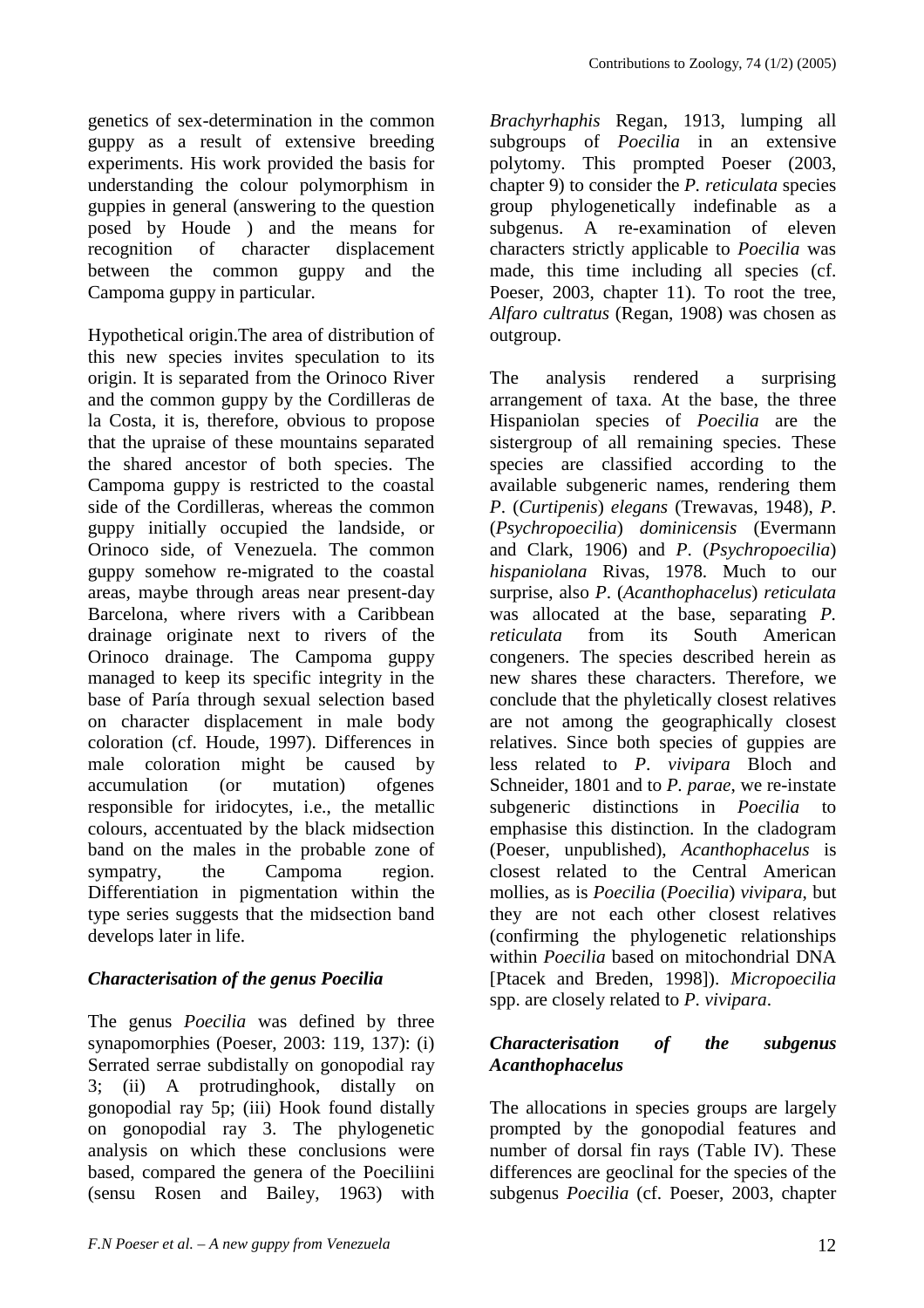genetics of sex-determination in the common guppy as a result of extensive breeding experiments. His work provided the basis for understanding the colour polymorphism in guppies in general (answering to the question posed by Houde ) and the means for recognition of character displacement between the common guppy and the Campoma guppy in particular.

Hypothetical origin.The area of distribution of this new species invites speculation to its origin. It is separated from the Orinoco River and the common guppy by the Cordilleras de la Costa, it is, therefore, obvious to propose that the upraise of these mountains separated the shared ancestor of both species. The Campoma guppy is restricted to the coastal side of the Cordilleras, whereas the common guppy initially occupied the landside, or Orinoco side, of Venezuela. The common guppy somehow re-migrated to the coastal areas, maybe through areas near present-day Barcelona, where rivers with a Caribbean drainage originate next to rivers of the Orinoco drainage. The Campoma guppy managed to keep its specific integrity in the base of Paría through sexual selection based on character displacement in male body coloration (cf. Houde, 1997). Differences in male coloration might be caused by accumulation (or mutation) ofgenes responsible for iridocytes, i.e., the metallic colours, accentuated by the black midsection band on the males in the probable zone of sympatry, the Campoma region. Differentiation in pigmentation within the type series suggests that the midsection band develops later in life.

### *Characterisation of the genus Poecilia*

The genus *Poecilia* was defined by three synapomorphies (Poeser, 2003: 119, 137): (i) Serrated serrae subdistally on gonopodial ray 3; (ii) A protrudinghook, distally on gonopodial ray 5p; (iii) Hook found distally on gonopodial ray 3. The phylogenetic analysis on which these conclusions were based, compared the genera of the Poeciliini (sensu Rosen and Bailey, 1963) with *Brachyrhaphis* Regan, 1913, lumping all subgroups of *Poecilia* in an extensive polytomy. This prompted Poeser (2003, chapter 9) to consider the *P. reticulata* species group phylogenetically indefinable as a subgenus. A re-examination of eleven characters strictly applicable to *Poecilia* was made, this time including all species (cf. Poeser, 2003, chapter 11). To root the tree, *Alfaro cultratus* (Regan, 1908) was chosen as outgroup.

The analysis rendered a surprising arrangement of taxa. At the base, the three Hispaniolan species of *Poecilia* are the sistergroup of all remaining species. These species are classified according to the available subgeneric names, rendering them *P*. (*Curtipenis*) *elegans* (Trewavas, 1948), *P*. (*Psychropoecilia*) *dominicensis* (Evermann and Clark, 1906) and *P*. (*Psychropoecilia*) *hispaniolana* Rivas, 1978. Much to our surprise, also *P*. (*Acanthophacelus*) *reticulata* was allocated at the base, separating *P. reticulata* from its South American congeners. The species described herein as new shares these characters. Therefore, we conclude that the phyletically closest relatives are not among the geographically closest relatives. Since both species of guppies are less related to *P. vivipara* Bloch and Schneider, 1801 and to *P. parae*, we re-instate subgeneric distinctions in *Poecilia* to emphasise this distinction. In the cladogram (Poeser, unpublished), *Acanthophacelus* is closest related to the Central American mollies, as is *Poecilia* (*Poecilia*) *vivipara*, but they are not each other closest relatives (confirming the phylogenetic relationships within *Poecilia* based on mitochondrial DNA [Ptacek and Breden, 1998]). *Micropoecilia* spp. are closely related to *P. vivipara*.

### *Characterisation of the subgenus Acanthophacelus*

The allocations in species groups are largely prompted by the gonopodial features and number of dorsal fin rays (Table IV). These differences are geoclinal for the species of the subgenus *Poecilia* (cf. Poeser, 2003, chapter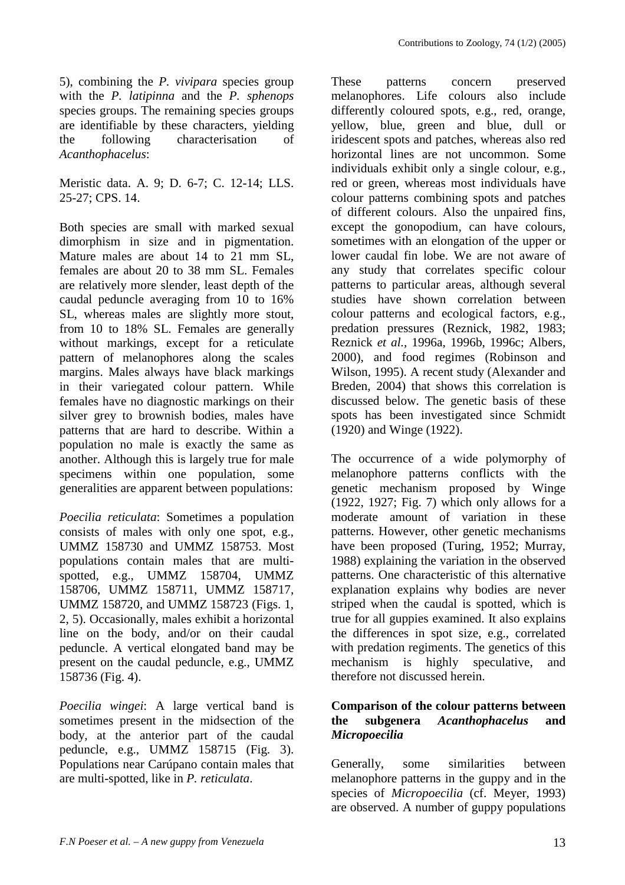5), combining the *P. vivipara* species group with the *P. latipinna* and the *P. sphenops* species groups. The remaining species groups are identifiable by these characters, yielding the following characterisation of *Acanthophacelus*:

Meristic data. A. 9; D. 6-7; C. 12-14; LLS. 25-27; CPS. 14.

Both species are small with marked sexual dimorphism in size and in pigmentation. Mature males are about 14 to 21 mm SL, females are about 20 to 38 mm SL. Females are relatively more slender, least depth of the caudal peduncle averaging from 10 to 16% SL, whereas males are slightly more stout, from 10 to 18% SL. Females are generally without markings, except for a reticulate pattern of melanophores along the scales margins. Males always have black markings in their variegated colour pattern. While females have no diagnostic markings on their silver grey to brownish bodies, males have patterns that are hard to describe. Within a population no male is exactly the same as another. Although this is largely true for male specimens within one population, some generalities are apparent between populations:

*Poecilia reticulata*: Sometimes a population consists of males with only one spot, e.g., UMMZ 158730 and UMMZ 158753. Most populations contain males that are multi-spotted, e.g., UMMZ 158704, UMMZ 158706, UMMZ 158711, UMMZ 158717, UMMZ 158720, and UMMZ 158723 (Figs. 1, 2, 5). Occasionally, males exhibit a horizontal line on the body, and/or on their caudal peduncle. A vertical elongated band may be present on the caudal peduncle, e.g., UMMZ 158736 (Fig. 4).

*Poecilia wingei*: A large vertical band is sometimes present in the midsection of the body, at the anterior part of the caudal peduncle, e.g., UMMZ 158715 (Fig. 3). Populations near Carúpano contain males that are multi-spotted, like in *P. reticulata*.

These patterns concern preserved melanophores. Life colours also include differently coloured spots, e.g., red, orange, yellow, blue, green and blue, dull or iridescent spots and patches, whereas also red horizontal lines are not uncommon. Some individuals exhibit only a single colour, e.g., red or green, whereas most individuals have colour patterns combining spots and patches of different colours. Also the unpaired fins, except the gonopodium, can have colours, sometimes with an elongation of the upper or lower caudal fin lobe. We are not aware of any study that correlates specific colour patterns to particular areas, although several studies have shown correlation between colour patterns and ecological factors, e.g., predation pressures (Reznick, 1982, 1983; Reznick *et al.*, 1996a, 1996b, 1996c; Albers, 2000), and food regimes (Robinson and Wilson, 1995). A recent study (Alexander and Breden, 2004) that shows this correlation is discussed below. The genetic basis of these spots has been investigated since Schmidt (1920) and Winge (1922).

The occurrence of a wide polymorphy of melanophore patterns conflicts with the genetic mechanism proposed by Winge (1922, 1927; Fig. 7) which only allows for a moderate amount of variation in these patterns. However, other genetic mechanisms have been proposed (Turing, 1952; Murray, 1988) explaining the variation in the observed patterns. One characteristic of this alternative explanation explains why bodies are never striped when the caudal is spotted, which is true for all guppies examined. It also explains the differences in spot size, e.g., correlated with predation regiments. The genetics of this mechanism is highly speculative, and therefore not discussed herein.

### Comparison of the colour patterns between the subgenera *Acanthophacelus* and *Micropoecilia*

Generally, some similarities between melanophore patterns in the guppy and in the species of *Micropoecilia* (cf. Meyer, 1993) are observed. A number of guppy populations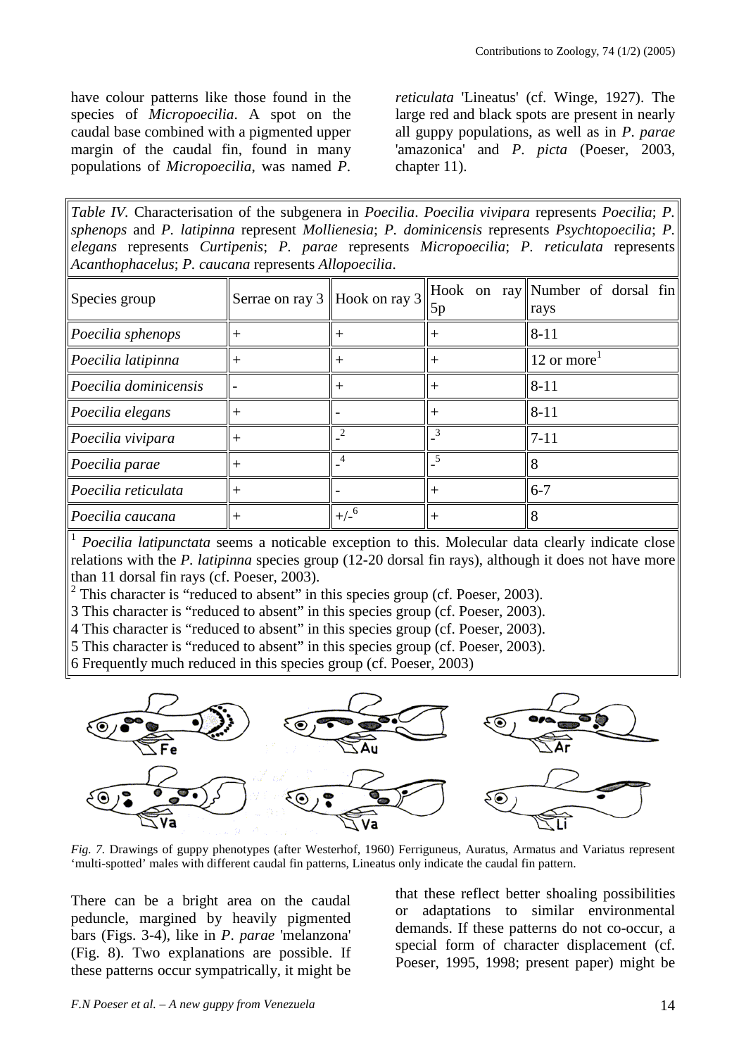have colour patterns like those found in the species of *Micropoecilia*. A spot on the caudal base combined with a pigmented upper margin of the caudal fin, found in many populations of *Micropoecilia*, was named *P. reticulata* 'Lineatus' (cf. Winge, 1927). The large red and black spots are present in nearly all guppy populations, as well as in *P. parae* 'amazonica' and *P. picta* (Poeser, 2003, chapter 11).

*Table IV*. Characterisation of the subgenera in *Poecilia*. *Poecilia vivipara* represents *Poecilia*; *P. sphenops* and *P. latipinna* represent *Mollienesia*; *P. dominicensis* represents *Psychtopoecilia*; *P. elegans* represents *Curtipenis*; *P. parae* represents *Micropoecilia*; *P. reticulata* represents *Acanthophacelus*; *P. caucana* represents *Allopoecilia*.

| Species group | Serrae on ray 3 | Hook on ray 3 | Hook on ray 5p | Number of dorsal fin rays |
|---|---|---|---|---|
| *Poecilia sphenops* | + | + | + | 8-11 |
| *Poecilia latipinna* | + | + | + | 12 or more[1] |
| *Poecilia dominicensis* | - | + | + | 8-11 |
| *Poecilia elegans* | + | - | + | 8-11 |
| *Poecilia vivipara* | + | -[2] | -[3] | 7-11 |
| *Poecilia parae* | + | -[4] | -[5] | 8 |
| *Poecilia reticulata* | + | - | + | 6-7 |
| *Poecilia caucana* | + | +/-[6] | + | 8 |

[1] *Poecilia latipunctata* seems a noticable exception to this. Molecular data clearly indicate close relations with the *P. latipinna* species group (12-20 dorsal fin rays), although it does not have more than 11 dorsal fin rays (cf. Poeser, 2003).
[2] This character is "reduced to absent" in this species group (cf. Poeser, 2003).
3 This character is "reduced to absent" in this species group (cf. Poeser, 2003).
4 This character is "reduced to absent" in this species group (cf. Poeser, 2003).
5 This character is "reduced to absent" in this species group (cf. Poeser, 2003).
6 Frequently much reduced in this species group (cf. Poeser, 2003)

*Fig. 7.* Drawings of guppy phenotypes (after Westerhof, 1960) Ferriguneus, Auratus, Armatus and Variatus represent 'multi-spotted' males with different caudal fin patterns, Lineatus only indicate the caudal fin pattern.

There can be a bright area on the caudal peduncle, margined by heavily pigmented bars (Figs. 3-4), like in *P. parae* 'melanzona' (Fig. 8). Two explanations are possible. If these patterns occur sympatrically, it might be that these reflect better shoaling possibilities or adaptations to similar environmental demands. If these patterns do not co-occur, a special form of character displacement (cf. Poeser, 1995, 1998; present paper) might be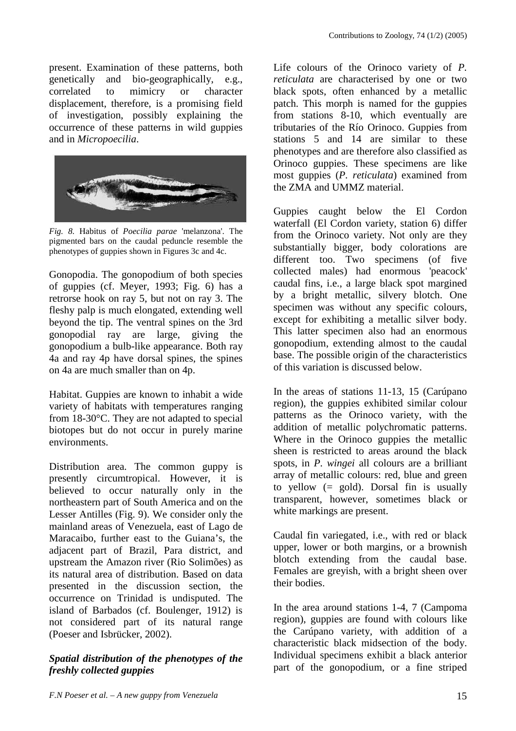present. Examination of these patterns, both genetically and bio-geographically, e.g., correlated to mimicry or character displacement, therefore, is a promising field of investigation, possibly explaining the occurrence of these patterns in wild guppies and in *Micropoecilia*.

*Fig. 8.* Habitus of *Poecilia parae* 'melanzona'. The pigmented bars on the caudal peduncle resemble the phenotypes of guppies shown in Figures 3c and 4c.

Gonopodia. The gonopodium of both species of guppies (cf. Meyer, 1993; Fig. 6) has a retrorse hook on ray 5, but not on ray 3. The fleshy palp is much elongated, extending well beyond the tip. The ventral spines on the 3rd gonopodial ray are large, giving the gonopodium a bulb-like appearance. Both ray 4a and ray 4p have dorsal spines, the spines on 4a are much smaller than on 4p.

Habitat. Guppies are known to inhabit a wide variety of habitats with temperatures ranging from 18-30°C. They are not adapted to special biotopes but do not occur in purely marine environments.

Distribution area. The common guppy is presently circumtropical. However, it is believed to occur naturally only in the northeastern part of South America and on the Lesser Antilles (Fig. 9). We consider only the mainland areas of Venezuela, east of Lago de Maracaibo, further east to the Guiana's, the adjacent part of Brazil, Para district, and upstream the Amazon river (Rio Solimões) as its natural area of distribution. Based on data presented in the discussion section, the occurrence on Trinidad is undisputed. The island of Barbados (cf. Boulenger, 1912) is not considered part of its natural range (Poeser and Isbrücker, 2002).

***Spatial distribution of the phenotypes of the freshly collected guppies***

Life colours of the Orinoco variety of *P. reticulata* are characterised by one or two black spots, often enhanced by a metallic patch. This morph is named for the guppies from stations 8-10, which eventually are tributaries of the Río Orinoco. Guppies from stations 5 and 14 are similar to these phenotypes and are therefore also classified as Orinoco guppies. These specimens are like most guppies (*P. reticulata*) examined from the ZMA and UMMZ material.

Guppies caught below the El Cordon waterfall (El Cordon variety, station 6) differ from the Orinoco variety. Not only are they substantially bigger, body colorations are different too. Two specimens (of five collected males) had enormous 'peacock' caudal fins, i.e., a large black spot margined by a bright metallic, silvery blotch. One specimen was without any specific colours, except for exhibiting a metallic silver body. This latter specimen also had an enormous gonopodium, extending almost to the caudal base. The possible origin of the characteristics of this variation is discussed below.

In the areas of stations 11-13, 15 (Carúpano region), the guppies exhibited similar colour patterns as the Orinoco variety, with the addition of metallic polychromatic patterns. Where in the Orinoco guppies the metallic sheen is restricted to areas around the black spots, in *P. wingei* all colours are a brilliant array of metallic colours: red, blue and green to yellow (= gold). Dorsal fin is usually transparent, however, sometimes black or white markings are present.

Caudal fin variegated, i.e., with red or black upper, lower or both margins, or a brownish blotch extending from the caudal base. Females are greyish, with a bright sheen over their bodies.

In the area around stations 1-4, 7 (Campoma region), guppies are found with colours like the Carúpano variety, with addition of a characteristic black midsection of the body. Individual specimens exhibit a black anterior part of the gonopodium, or a fine striped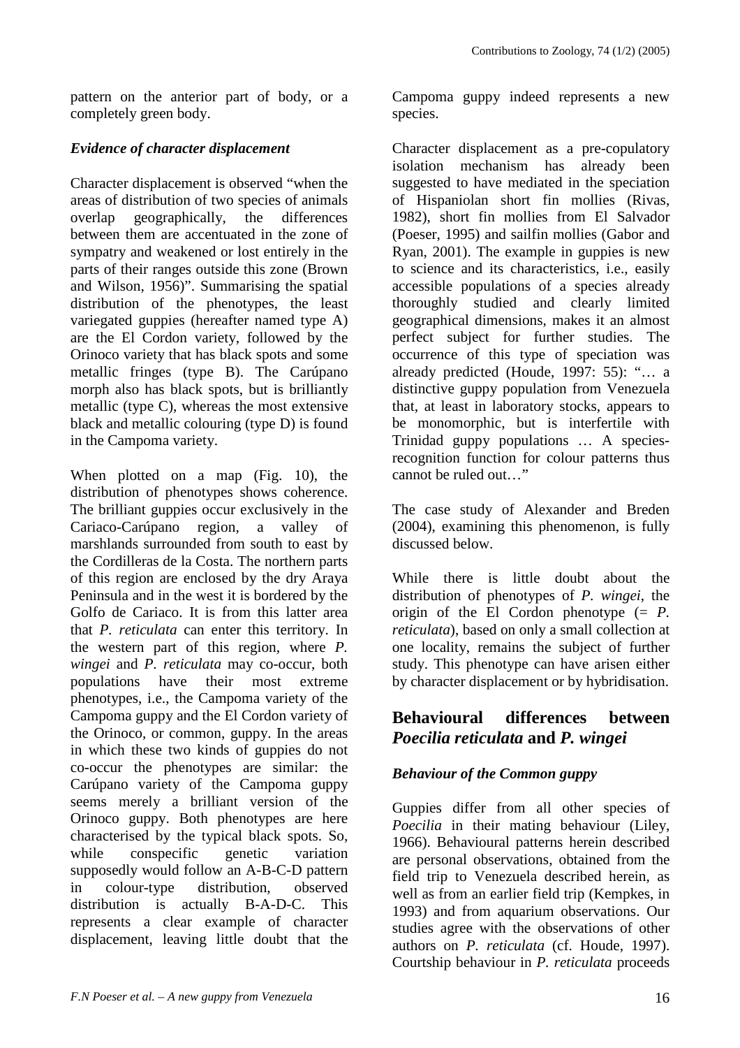pattern on the anterior part of body, or a completely green body.

### *Evidence of character displacement*

Character displacement is observed "when the areas of distribution of two species of animals overlap geographically, the differences between them are accentuated in the zone of sympatry and weakened or lost entirely in the parts of their ranges outside this zone (Brown and Wilson, 1956)". Summarising the spatial distribution of the phenotypes, the least variegated guppies (hereafter named type A) are the El Cordon variety, followed by the Orinoco variety that has black spots and some metallic fringes (type B). The Carúpano morph also has black spots, but is brilliantly metallic (type C), whereas the most extensive black and metallic colouring (type D) is found in the Campoma variety.

When plotted on a map (Fig. 10), the distribution of phenotypes shows coherence. The brilliant guppies occur exclusively in the Cariaco-Carúpano region, a valley of marshlands surrounded from south to east by the Cordilleras de la Costa. The northern parts of this region are enclosed by the dry Araya Peninsula and in the west it is bordered by the Golfo de Cariaco. It is from this latter area that *P. reticulata* can enter this territory. In the western part of this region, where *P. wingei* and *P. reticulata* may co-occur, both populations have their most extreme phenotypes, i.e., the Campoma variety of the Campoma guppy and the El Cordon variety of the Orinoco, or common, guppy. In the areas in which these two kinds of guppies do not co-occur the phenotypes are similar: the Carúpano variety of the Campoma guppy seems merely a brilliant version of the Orinoco guppy. Both phenotypes are here characterised by the typical black spots. So, while conspecific genetic variation supposedly would follow an A-B-C-D pattern in colour-type distribution, observed distribution is actually B-A-D-C. This represents a clear example of character displacement, leaving little doubt that the Campoma guppy indeed represents a new species.

Character displacement as a pre-copulatory isolation mechanism has already been suggested to have mediated in the speciation of Hispaniolan short fin mollies (Rivas, 1982), short fin mollies from El Salvador (Poeser, 1995) and sailfin mollies (Gabor and Ryan, 2001). The example in guppies is new to science and its characteristics, i.e., easily accessible populations of a species already thoroughly studied and clearly limited geographical dimensions, makes it an almost perfect subject for further studies. The occurrence of this type of speciation was already predicted (Houde, 1997: 55): "… a distinctive guppy population from Venezuela that, at least in laboratory stocks, appears to be monomorphic, but is interfertile with Trinidad guppy populations … A species-recognition function for colour patterns thus cannot be ruled out…"

The case study of Alexander and Breden (2004), examining this phenomenon, is fully discussed below.

While there is little doubt about the distribution of phenotypes of *P. wingei*, the origin of the El Cordon phenotype (= *P. reticulata*), based on only a small collection at one locality, remains the subject of further study. This phenotype can have arisen either by character displacement or by hybridisation.

## Behavioural differences between *Poecilia reticulata* and *P. wingei*

### *Behaviour of the Common guppy*

Guppies differ from all other species of *Poecilia* in their mating behaviour (Liley, 1966). Behavioural patterns herein described are personal observations, obtained from the field trip to Venezuela described herein, as well as from an earlier field trip (Kempkes, in 1993) and from aquarium observations. Our studies agree with the observations of other authors on *P. reticulata* (cf. Houde, 1997). Courtship behaviour in *P. reticulata* proceeds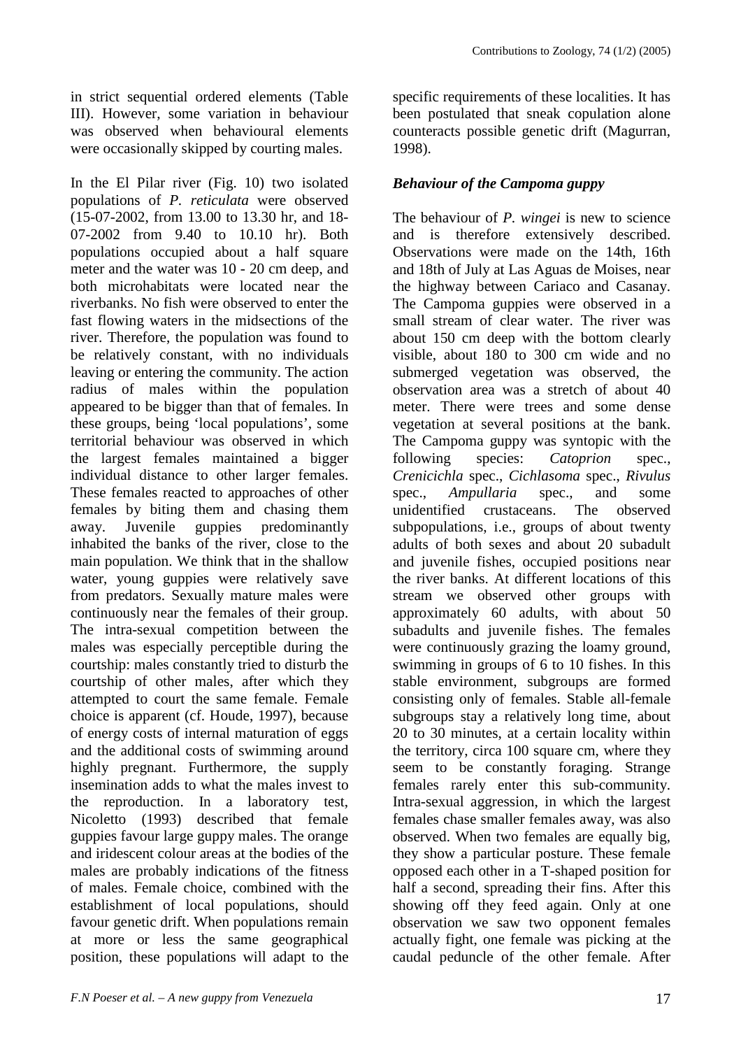in strict sequential ordered elements (Table III). However, some variation in behaviour was observed when behavioural elements were occasionally skipped by courting males.

In the El Pilar river (Fig. 10) two isolated populations of *P. reticulata* were observed (15-07-2002, from 13.00 to 13.30 hr, and 18-07-2002 from 9.40 to 10.10 hr). Both populations occupied about a half square meter and the water was 10 - 20 cm deep, and both microhabitats were located near the riverbanks. No fish were observed to enter the fast flowing waters in the midsections of the river. Therefore, the population was found to be relatively constant, with no individuals leaving or entering the community. The action radius of males within the population appeared to be bigger than that of females. In these groups, being 'local populations', some territorial behaviour was observed in which the largest females maintained a bigger individual distance to other larger females. These females reacted to approaches of other females by biting them and chasing them away. Juvenile guppies predominantly inhabited the banks of the river, close to the main population. We think that in the shallow water, young guppies were relatively save from predators. Sexually mature males were continuously near the females of their group. The intra-sexual competition between the males was especially perceptible during the courtship: males constantly tried to disturb the courtship of other males, after which they attempted to court the same female. Female choice is apparent (cf. Houde, 1997), because of energy costs of internal maturation of eggs and the additional costs of swimming around highly pregnant. Furthermore, the supply insemination adds to what the males invest to the reproduction. In a laboratory test, Nicoletto (1993) described that female guppies favour large guppy males. The orange and iridescent colour areas at the bodies of the males are probably indications of the fitness of males. Female choice, combined with the establishment of local populations, should favour genetic drift. When populations remain at more or less the same geographical position, these populations will adapt to the specific requirements of these localities. It has been postulated that sneak copulation alone counteracts possible genetic drift (Magurran, 1998).

### *Behaviour of the Campoma guppy*

The behaviour of *P. wingei* is new to science and is therefore extensively described. Observations were made on the 14th, 16th and 18th of July at Las Aguas de Moises, near the highway between Cariaco and Casanay. The Campoma guppies were observed in a small stream of clear water. The river was about 150 cm deep with the bottom clearly visible, about 180 to 300 cm wide and no submerged vegetation was observed, the observation area was a stretch of about 40 meter. There were trees and some dense vegetation at several positions at the bank. The Campoma guppy was syntopic with the following species: *Catoprion* spec., *Crenicichla* spec., *Cichlasoma* spec., *Rivulus* spec., *Ampullaria* spec., and some unidentified crustaceans. The observed subpopulations, i.e., groups of about twenty adults of both sexes and about 20 subadult and juvenile fishes, occupied positions near the river banks. At different locations of this stream we observed other groups with approximately 60 adults, with about 50 subadults and juvenile fishes. The females were continuously grazing the loamy ground, swimming in groups of 6 to 10 fishes. In this stable environment, subgroups are formed consisting only of females. Stable all-female subgroups stay a relatively long time, about 20 to 30 minutes, at a certain locality within the territory, circa 100 square cm, where they seem to be constantly foraging. Strange females rarely enter this sub-community. Intra-sexual aggression, in which the largest females chase smaller females away, was also observed. When two females are equally big, they show a particular posture. These female opposed each other in a T-shaped position for half a second, spreading their fins. After this showing off they feed again. Only at one observation we saw two opponent females actually fight, one female was picking at the caudal peduncle of the other female. After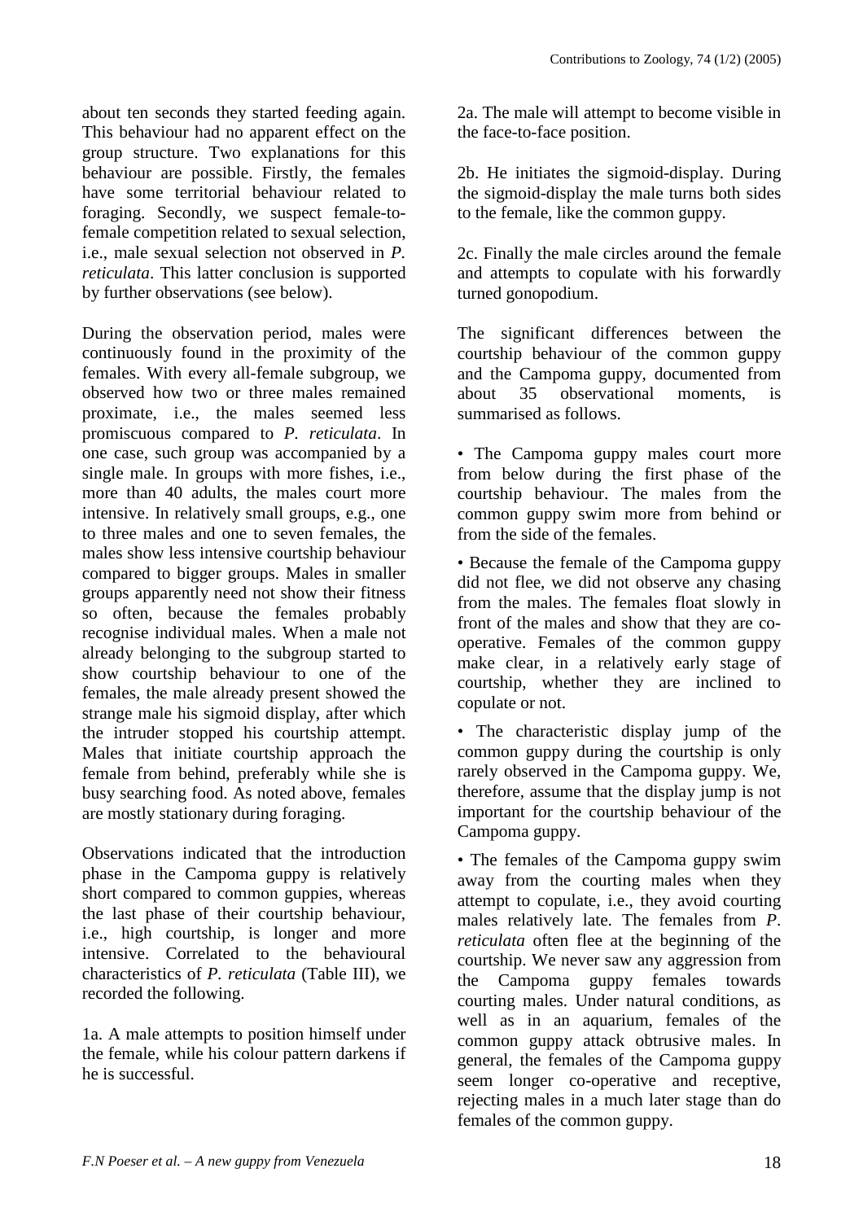about ten seconds they started feeding again. This behaviour had no apparent effect on the group structure. Two explanations for this behaviour are possible. Firstly, the females have some territorial behaviour related to foraging. Secondly, we suspect female-to-female competition related to sexual selection, i.e., male sexual selection not observed in *P. reticulata*. This latter conclusion is supported by further observations (see below).

During the observation period, males were continuously found in the proximity of the females. With every all-female subgroup, we observed how two or three males remained proximate, i.e., the males seemed less promiscuous compared to *P. reticulata*. In one case, such group was accompanied by a single male. In groups with more fishes, i.e., more than 40 adults, the males court more intensive. In relatively small groups, e.g., one to three males and one to seven females, the males show less intensive courtship behaviour compared to bigger groups. Males in smaller groups apparently need not show their fitness so often, because the females probably recognise individual males. When a male not already belonging to the subgroup started to show courtship behaviour to one of the females, the male already present showed the strange male his sigmoid display, after which the intruder stopped his courtship attempt. Males that initiate courtship approach the female from behind, preferably while she is busy searching food. As noted above, females are mostly stationary during foraging.

Observations indicated that the introduction phase in the Campoma guppies is relatively short compared to common guppies, whereas the last phase of their courtship behaviour, i.e., high courtship, is longer and more intensive. Correlated to the behavioural characteristics of *P. reticulata* (Table III), we recorded the following.

1a. A male attempts to position himself under the female, while his colour pattern darkens if he is successful.

2a. The male will attempt to become visible in the face-to-face position.

2b. He initiates the sigmoid-display. During the sigmoid-display the male turns both sides to the female, like the common guppy.

2c. Finally the male circles around the female and attempts to copulate with his forwardly turned gonopodium.

The significant differences between the courtship behaviour of the common guppy and the Campoma guppy, documented from about 35 observational moments, is summarised as follows.

- The Campoma guppy males court more from below during the first phase of the courtship behaviour. The males from the common guppy swim more from behind or from the side of the females.
- Because the female of the Campoma guppy did not flee, we did not observe any chasing from the males. The females float slowly in front of the males and show that they are co-operative. Females of the common guppy make clear, in a relatively early stage of courtship, whether they are inclined to copulate or not.
- The characteristic display jump of the common guppy during the courtship is only rarely observed in the Campoma guppy. We, therefore, assume that the display jump is not important for the courtship behaviour of the Campoma guppy.
- The females of the Campoma guppy swim away from the courting males when they attempt to copulate, i.e., they avoid courting males relatively late. The females from *P. reticulata* often flee at the beginning of the courtship. We never saw any aggression from the Campoma guppy females towards courting males. Under natural conditions, as well as in an aquarium, females of the common guppy attack obtrusive males. In general, the females of the Campoma guppy seem longer co-operative and receptive, rejecting males in a much later stage than do females of the common guppy.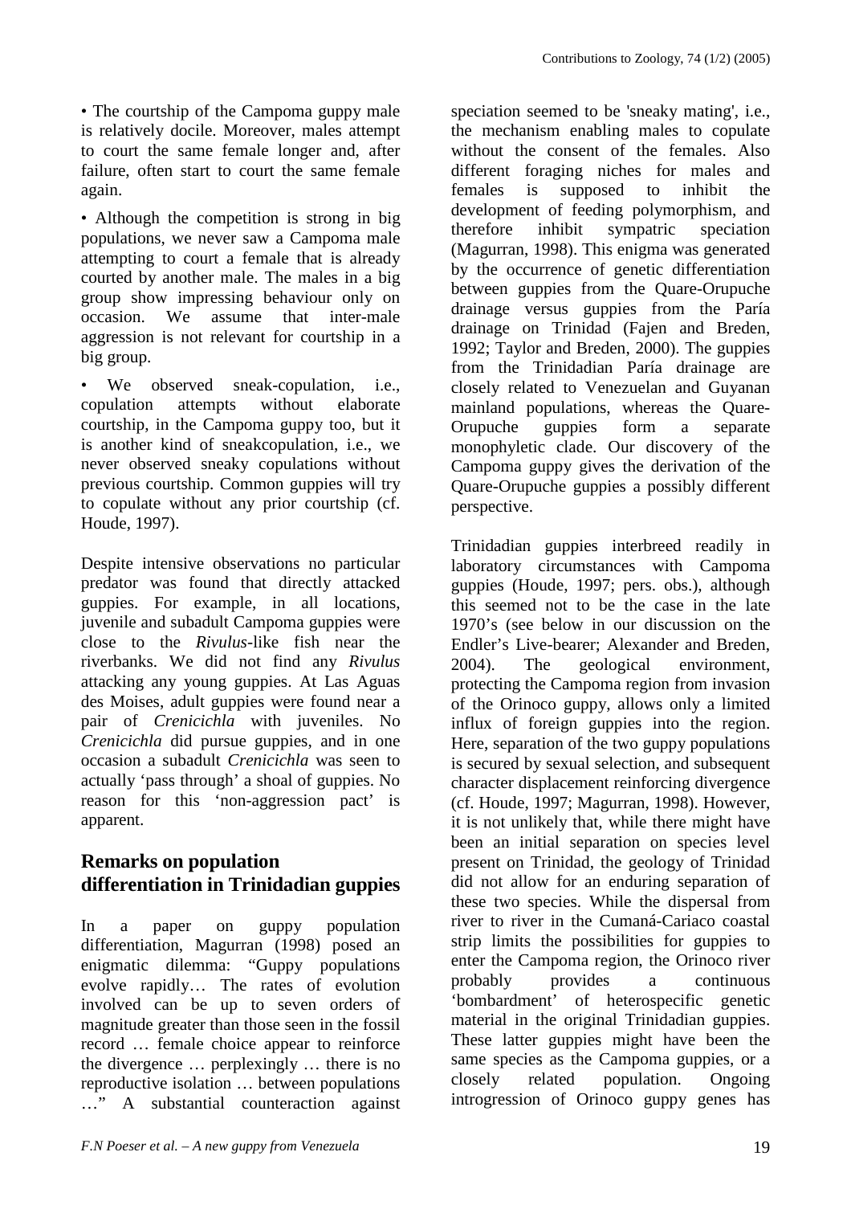- The courtship of the Campoma guppy male is relatively docile. Moreover, males attempt to court the same female longer and, after failure, often start to court the same female again.
- Although the competition is strong in big populations, we never saw a Campoma male attempting to court a female that is already courted by another male. The males in a big group show impressing behaviour only on occasion. We assume that inter-male aggression is not relevant for courtship in a big group.
- We observed sneak-copulation, i.e., copulation attempts without elaborate courtship, in the Campoma guppy too, but it is another kind of sneakcopulation, i.e., we never observed sneaky copulations without previous courtship. Common guppies will try to copulate without any prior courtship (cf. Houde, 1997).

Despite intensive observations no particular predator was found that directly attacked guppies. For example, in all locations, juvenile and subadult Campoma guppies were close to the *Rivulus*-like fish near the riverbanks. We did not find any *Rivulus* attacking any young guppies. At Las Aguas des Moises, adult guppies were found near a pair of *Crenicichla* with juveniles. No *Crenicichla* did pursue guppies, and in one occasion a subadult *Crenicichla* was seen to actually 'pass through' a shoal of guppies. No reason for this 'non-aggression pact' is apparent.

## Remarks on population differentiation in Trinidadian guppies

In a paper on guppy population differentiation, Magurran (1998) posed an enigmatic dilemma: "Guppy populations evolve rapidly… The rates of evolution involved can be up to seven orders of magnitude greater than those seen in the fossil record … female choice appear to reinforce the divergence … perplexingly … there is no reproductive isolation … between populations …" A substantial counteraction against speciation seemed to be 'sneaky mating', i.e., the mechanism enabling males to copulate without the consent of the females. Also different foraging niches for males and females is supposed to inhibit the development of feeding polymorphism, and therefore inhibit sympatric speciation (Magurran, 1998). This enigma was generated by the occurrence of genetic differentiation between guppies from the Quare-Orupuche drainage versus guppies from the París drainage on Trinidad (Fajen and Breden, 1992; Taylor and Breden, 2000). The guppies from the Trinidadian París drainage are closely related to Venezuelan and Guyanan mainland populations, whereas the Quare-Orupuche guppies form a separate monophyletic clade. Our discovery of the Campoma guppy gives the derivation of the Quare-Orupuche guppies a possibly different perspective.

Trinidadian guppies interbreed readily in laboratory circumstances with Campoma guppies (Houde, 1997; pers. obs.), although this seemed not to be the case in the late 1970's (see below in our discussion on the Endler's Live-bearer; Alexander and Breden, 2004). The geological environment, protecting the Campoma region from invasion of the Orinoco guppy, allows only a limited influx of foreign guppies into the region. Here, separation of the two guppy populations is secured by sexual selection, and subsequent character displacement reinforcing divergence (cf. Houde, 1997; Magurran, 1998). However, it is not unlikely that, while there might have been an initial separation on species level present on Trinidad, the geology of Trinidad did not allow for an enduring separation of these two species. While the dispersal from river to river in the Cumaná-Cariaco coastal strip limits the possibilities for guppies to enter the Campoma region, the Orinoco river probably provides a continuous 'bombardment' of heterospecific genetic material in the original Trinidadian guppies. These latter guppies might have been the same species as the Campoma guppies, or a closely related population. Ongoing introgression of Orinoco guppy genes has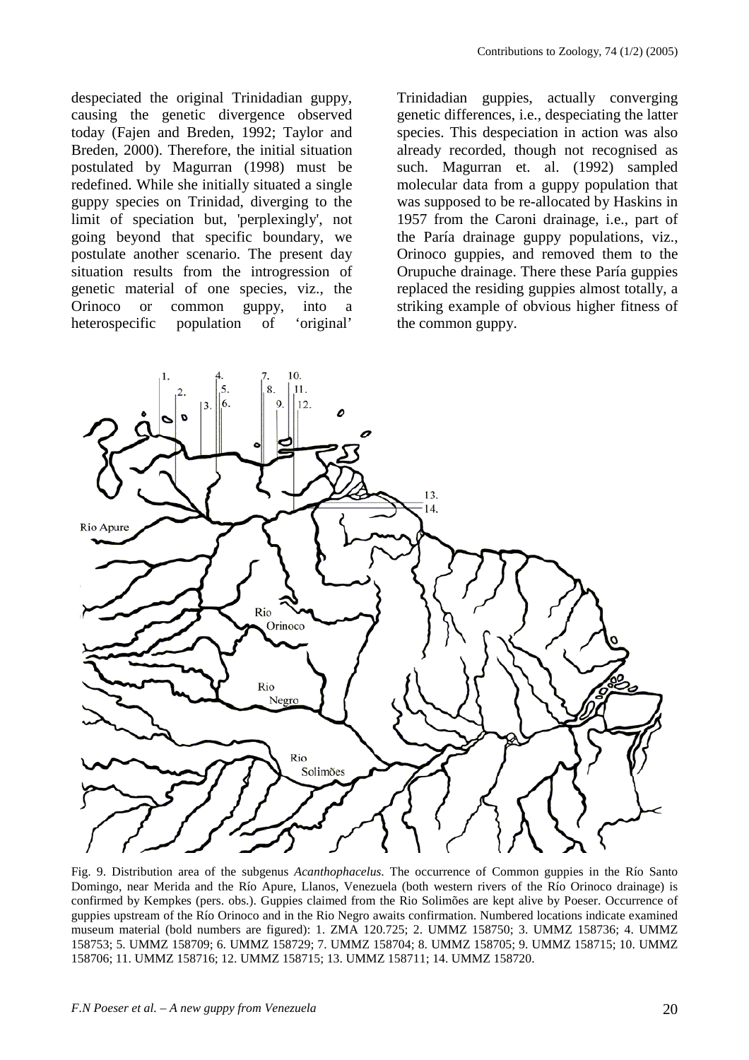despeciated the original Trinidadian guppy, causing the genetic divergence observed today (Fajen and Breden, 1992; Taylor and Breden, 2000). Therefore, the initial situation postulated by Magurran (1998) must be redefined. While she initially situated a single guppy species on Trinidad, diverging to the limit of speciation but, 'perplexingly', not going beyond that specific boundary, we postulate another scenario. The present day situation results from the introgression of genetic material of one species, viz., the Orinoco or common guppy, into a heterospecific population of 'original' Trinidadian guppies, actually converging genetic differences, i.e., despeciating the latter species. This despeciation in action was also already recorded, though not recognised as such. Magurran et. al. (1992) sampled molecular data from a guppy population that was supposed to be re-allocated by Haskins in 1957 from the Caroni drainage, i.e., part of the Paría drainage guppy populations, viz., Orinoco guppies, and removed them to the Orupuche drainage. There these Paría guppies replaced the residing guppies almost totally, a striking example of obvious higher fitness of the common guppy.

Fig. 9. Distribution area of the subgenus *Acanthophacelus*. The occurrence of Common guppies in the Río Santo Domingo, near Merida and the Río Apure, Llanos, Venezuela (both western rivers of the Río Orinoco drainage) is confirmed by Kempkes (pers. obs.). Guppies claimed from the Rio Solimões are kept alive by Poeser. Occurrence of guppies upstream of the Río Orinoco and in the Rio Negro awaits confirmation. Numbered locations indicate examined museum material (bold numbers are figured): 1. ZMA 120.725; 2. UMMZ 158750; 3. UMMZ 158736; 4. UMMZ 158753; 5. UMMZ 158709; 6. UMMZ 158729; 7. UMMZ 158704; 8. UMMZ 158705; 9. UMMZ 158715; 10. UMMZ 158706; 11. UMMZ 158716; 12. UMMZ 158715; 13. UMMZ 158711; 14. UMMZ 158720.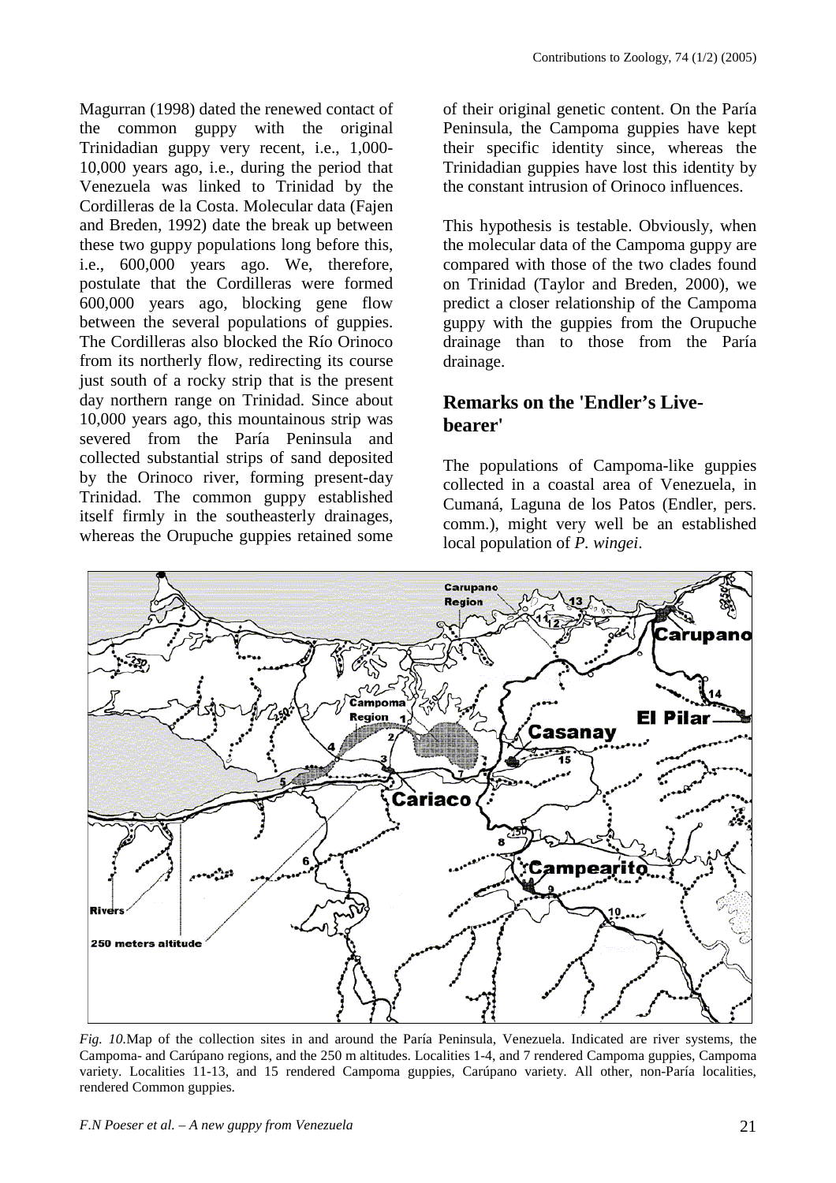Magurran (1998) dated the renewed contact of the common guppy with the original Trinidadian guppy very recent, i.e., 1,000-10,000 years ago, i.e., during the period that Venezuela was linked to Trinidad by the Cordilleras de la Costa. Molecular data (Fajen and Breden, 1992) date the break up between these two guppy populations long before this, i.e., 600,000 years ago. We, therefore, postulate that the Cordilleras were formed 600,000 years ago, blocking gene flow between the several populations of guppies. The Cordilleras also blocked the Río Orinoco from its northerly flow, redirecting its course just south of a rocky strip that is the present day northern range on Trinidad. Since about 10,000 years ago, this mountainous strip was severed from the Paría Peninsula and collected substantial strips of sand deposited by the Orinoco river, forming present-day Trinidad. The common guppy established itself firmly in the southeasterly drainages, whereas the Orupuche guppies retained some of their original genetic content. On the Paría Peninsula, the Campoma guppies have kept their specific identity since, whereas the Trinidadian guppies have lost this identity by the constant intrusion of Orinoco influences.

This hypothesis is testable. Obviously, when the molecular data of the Campoma guppy are compared with those of the two clades found on Trinidad (Taylor and Breden, 2000), we predict a closer relationship of the Campoma guppy with the guppies from the Orupuche drainage than to those from the Paría drainage.

## Remarks on the 'Endler's Live-bearer'

The populations of Campoma-like guppies collected in a coastal area of Venezuela, in Cumaná, Laguna de los Patos (Endler, pers. comm.), might very well be an established local population of *P. wingei*.

*Fig. 10.* Map of the collection sites in and around the Paría Peninsula, Venezuela. Indicated are river systems, the Campoma- and Carúpano regions, and the 250 m altitudes. Localities 1-4, and 7 rendered Campoma guppies, Campoma variety. Localities 11-13, and 15 rendered Campoma guppies, Carúpano variety. All other, non-Paría localities, rendered Common guppies.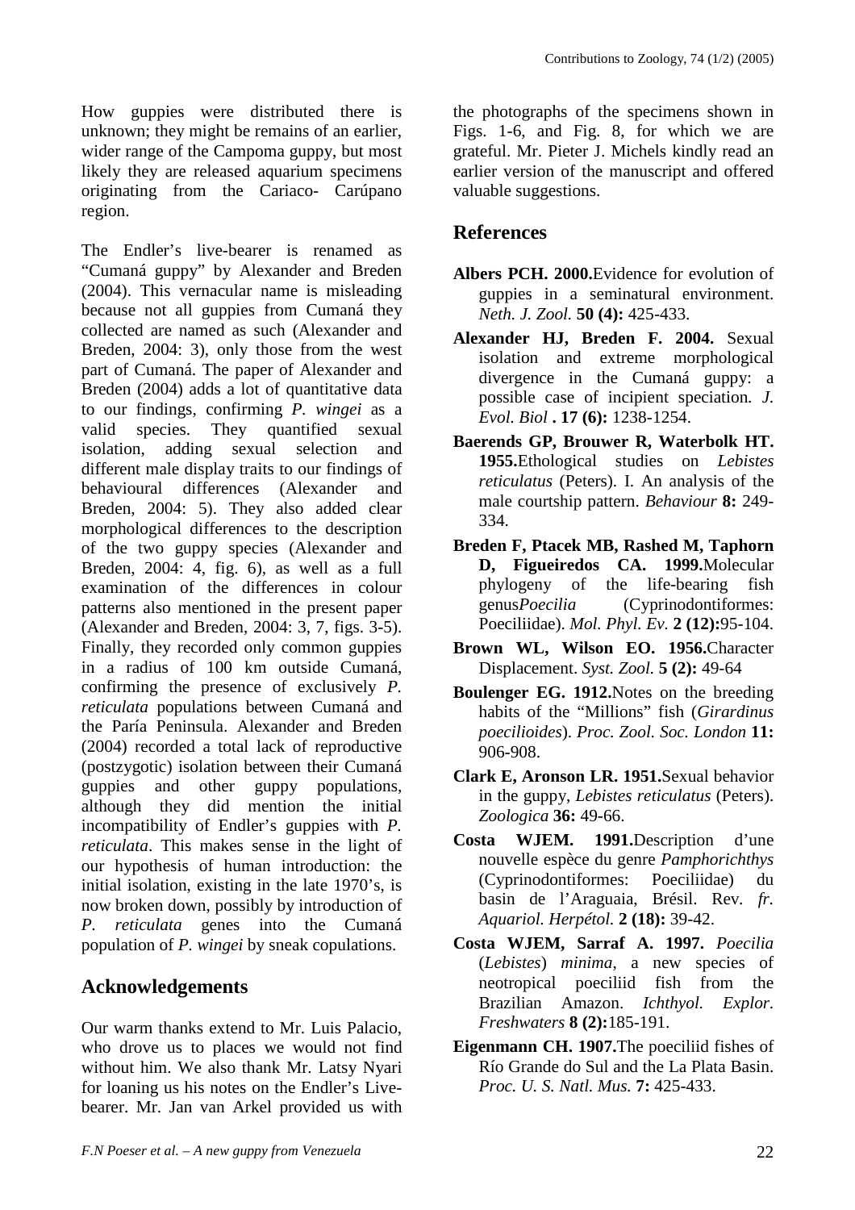How guppies were distributed there is unknown; they might be remains of an earlier, wider range of the Campoma guppy, but most likely they are released aquarium specimens originating from the Cariaco- Carúpano region.

The Endler's live-bearer is renamed as "Cumaná guppy" by Alexander and Breden (2004). This vernacular name is misleading because not all guppies from Cumaná they collected are named as such (Alexander and Breden, 2004: 3), only those from the west part of Cumaná. The paper of Alexander and Breden (2004) adds a lot of quantitative data to our findings, confirming *P. wingei* as a valid species. They quantified sexual isolation, adding sexual selection and different male display traits to our findings of behavioural differences (Alexander and Breden, 2004: 5). They also added clear morphological differences to the description of the two guppy species (Alexander and Breden, 2004: 4, fig. 6), as well as a full examination of the differences in colour patterns also mentioned in the present paper (Alexander and Breden, 2004: 3, 7, figs. 3-5). Finally, they recorded only common guppies in a radius of 100 km outside Cumaná, confirming the presence of exclusively *P. reticulata* populations between Cumaná and the Paría Peninsula. Alexander and Breden (2004) recorded a total lack of reproductive (postzygotic) isolation between their Cumaná guppies and other guppy populations, although they did mention the initial incompatibility of Endler's guppies with *P. reticulata*. This makes sense in the light of our hypothesis of human introduction: the initial isolation, existing in the late 1970's, is now broken down, possibly by introduction of *P. reticulata* genes into the Cumaná population of *P. wingei* by sneak copulations.

## Acknowledgements

Our warm thanks extend to Mr. Luis Palacio, who drove us to places we would not find without him. We also thank Mr. Latsy Nyari for loaning us his notes on the Endler's Live-bearer. Mr. Jan van Arkel provided us with the photographs of the specimens shown in Figs. 1-6, and Fig. 8, for which we are grateful. Mr. Pieter J. Michels kindly read an earlier version of the manuscript and offered valuable suggestions.

## References

**Albers PCH. 2000.**Evidence for evolution of guppies in a seminatural environment. *Neth. J. Zool.* **50 (4):** 425-433.

**Alexander HJ, Breden F. 2004.** Sexual isolation and extreme morphological divergence in the Cumaná guppy: a possible case of incipient speciation. *J. Evol. Biol* **. 17 (6):** 1238-1254.

**Baerends GP, Brouwer R, Waterbolk HT. 1955.**Ethological studies on *Lebistes reticulatus* (Peters). I. An analysis of the male courtship pattern. *Behaviour* **8:** 249-334.

**Breden F, Ptacek MB, Rashed M, Taphorn D, Figueiredos CA. 1999.**Molecular phylogeny of the life-bearing fish genus*Poecilia* (Cyprinodontiformes: Poeciliidae). *Mol. Phyl. Ev.* **2 (12):**95-104.

**Brown WL, Wilson EO. 1956.**Character Displacement. *Syst. Zool.* **5 (2):** 49-64

**Boulenger EG. 1912.**Notes on the breeding habits of the "Millions" fish (*Girardinus poecilioides*). *Proc. Zool. Soc. London* **11:** 906-908.

**Clark E, Aronson LR. 1951.**Sexual behavior in the guppy, *Lebistes reticulatus* (Peters). *Zoologica* **36:** 49-66.

**Costa WJEM. 1991.**Description d'une nouvelle espèce du genre *Pamphorichthys* (Cyprinodontiformes: Poeciliidae) du basin de l'Araguaia, Brésil. Rev. *fr. Aquariol. Herpétol.* **2 (18):** 39-42.

**Costa WJEM, Sarraf A. 1997.** *Poecilia* (*Lebistes*) *minima*, a new species of neotropical poeciliid fish from the Brazilian Amazon. *Ichthyol. Explor. Freshwaters* **8 (2):**185-191.

**Eigenmann CH. 1907.**The poeciliid fishes of Río Grande do Sul and the La Plata Basin. *Proc. U. S. Natl. Mus.* **7:** 425-433.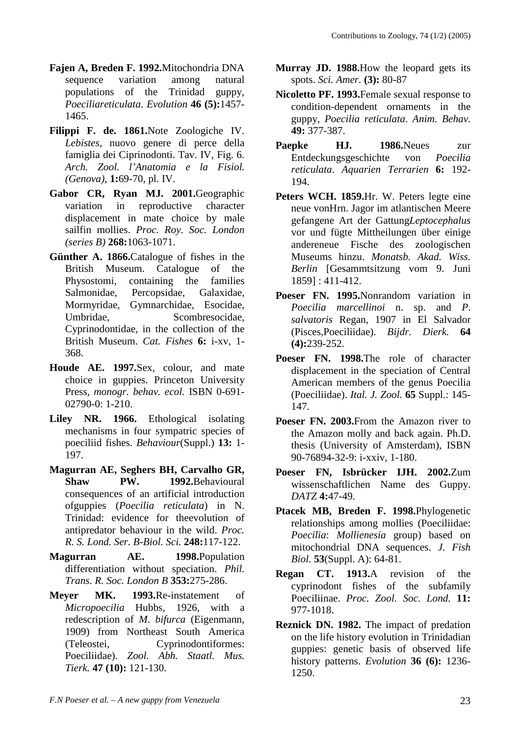**Fajen A, Breden F. 1992.**Mitochondria DNA sequence variation among natural populations of the Trinidad guppy, *Poeciliareticulata*. *Evolution* **46 (5):**1457-1465.

**Filippi F. de. 1861.**Note Zoologiche IV. *Lebistes*, nuovo genere di perce della famiglia dei Ciprinodonti. Tav. IV, Fig. 6. *Arch. Zool. l'Anatomia e la Fisiol. (Genova)*, **1:**69-70, pl. IV.

**Gabor CR, Ryan MJ. 2001.**Geographic variation in reproductive character displacement in mate choice by male sailfin mollies. *Proc. Roy. Soc. London (series B)* **268:**1063-1071.

**Günther A. 1866.**Catalogue of fishes in the British Museum. Catalogue of the Physostomi, containing the families Salmonidae, Percopsidae, Galaxidae, Mormyridae, Gymnarchidae, Esocidae, Umbridae, Scombresocidae, Cyprinodontidae, in the collection of the British Museum. *Cat. Fishes* **6:** i-xv, 1-368.

**Houde AE. 1997.**Sex, colour, and mate choice in guppies. Princeton University Press, *monogr. behav. ecol.* ISBN 0-691-02790-0: 1-210.

**Liley NR. 1966.** Ethological isolating mechanisms in four sympatric species of poeciliid fishes. *Behaviour*(Suppl.) **13:** 1-197.

**Magurran AE, Seghers BH, Carvalho GR, Shaw PW. 1992.**Behavioural consequences of an artificial introduction ofguppies (*Poecilia reticulata*) in N. Trinidad: evidence for theevolution of antipredator behaviour in the wild. *Proc. R. S. Lond. Ser. B-Biol. Sci.* **248:**117-122.

**Magurran AE. 1998.**Population differentiation without speciation. *Phil. Trans. R. Soc. London B* **353:**275-286.

**Meyer MK. 1993.**Re-instatement of *Micropoecilia* Hubbs, 1926, with a redescription of *M. bifurca* (Eigenmann, 1909) from Northeast South America (Teleostei, Cyprinodontiformes: Poeciliidae). *Zool. Abh. Staatl. Mus. Tierk.* **47 (10):** 121-130.

**Murray JD. 1988.**How the leopard gets its spots. *Sci. Amer.* **(3):** 80-87

**Nicoletto PF. 1993.**Female sexual response to condition-dependent ornaments in the guppy, *Poecilia reticulata*. *Anim. Behav.* **49:** 377-387.

**Paepke HJ. 1986.**Neues zur Entdeckungsgeschichte von *Poecilia reticulata*. *Aquarien Terrarien* **6:** 192-194.

**Peters WCH. 1859.**Hr. W. Peters legte eine neue vonHrn. Jagor im atlantischen Meere gefangene Art der Gattung*Leptocephalus* vor und fügte Mittheilungen über einige andereneue Fische des zoologischen Museums hinzu. *Monatsb. Akad. Wiss. Berlin* [Gesammtsitzung vom 9. Juni 1859] : 411-412.

**Poeser FN. 1995.**Nonrandom variation in *Poecilia marcellinoi* n. sp. and *P. salvatoris* Regan, 1907 in El Salvador (Pisces,Poeciliidae). *Bijdr. Dierk.* **64 (4):**239-252.

**Poeser FN. 1998.**The role of character displacement in the speciation of Central American members of the genus Poecilia (Poeciliidae). *Ital. J. Zool.* **65** Suppl.: 145-147.

**Poeser FN. 2003.**From the Amazon river to the Amazon molly and back again. Ph.D. thesis (University of Amsterdam), ISBN 90-76894-32-9: i-xxiv, 1-180.

**Poeser FN, Isbrücker IJH. 2002.**Zum wissenschaftlichen Name des Guppy. *DATZ* **4:**47-49.

**Ptacek MB, Breden F. 1998.**Phylogenetic relationships among mollies (Poeciliidae: *Poecilia*: *Mollienesia* group) based on mitochondrial DNA sequences. *J. Fish Biol.* **53**(Suppl. A): 64-81.

**Regan CT. 1913.**A revision of the cyprinodont fishes of the subfamily Poeciliinae. *Proc. Zool. Soc. Lond.* **11:** 977-1018.

**Reznick DN. 1982.** The impact of predation on the life history evolution in Trinidadian guppies: genetic basis of observed life history patterns. *Evolution* **36 (6):** 1236-1250.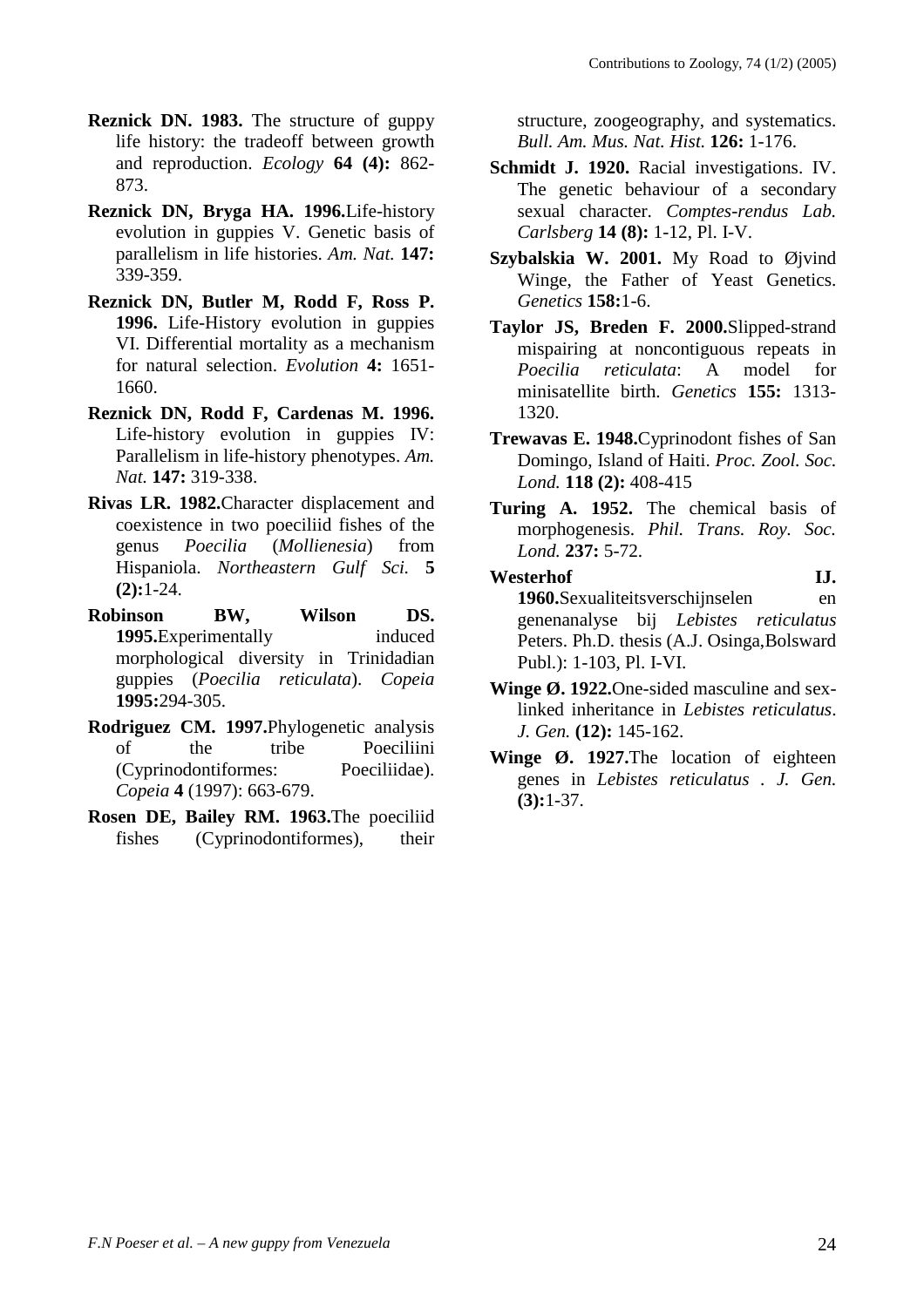**Reznick DN. 1983.** The structure of guppy life history: the tradeoff between growth and reproduction. *Ecology* **64 (4):** 862-873.

**Reznick DN, Bryga HA. 1996.**Life-history evolution in guppies V. Genetic basis of parallelism in life histories. *Am. Nat.* **147:** 339-359.

**Reznick DN, Butler M, Rodd F, Ross P. 1996.** Life-History evolution in guppies VI. Differential mortality as a mechanism for natural selection. *Evolution* **4:** 1651-1660.

**Reznick DN, Rodd F, Cardenas M. 1996.** Life-history evolution in guppies IV: Parallelism in life-history phenotypes. *Am. Nat.* **147:** 319-338.

**Rivas LR. 1982.**Character displacement and coexistence in two poeciliid fishes of the genus *Poecilia* (*Mollienesia*) from Hispaniola. *Northeastern Gulf Sci.* **5 (2):**1-24.

**Robinson BW, Wilson DS. 1995.**Experimentally induced morphological diversity in Trinidadian guppies (*Poecilia reticulata*). *Copeia* **1995:**294-305.

**Rodriguez CM. 1997.**Phylogenetic analysis of the tribe Poeciliini (Cyprinodontiformes: Poeciliidae). *Copeia* **4** (1997): 663-679.

**Rosen DE, Bailey RM. 1963.**The poeciliid fishes (Cyprinodontiformes), their structure, zoogeography, and systematics. *Bull. Am. Mus. Nat. Hist.* **126:** 1-176.

**Schmidt J. 1920.** Racial investigations. IV. The genetic behaviour of a secondary sexual character. *Comptes-rendus Lab. Carlsberg* **14 (8):** 1-12, Pl. I-V.

**Szybalskia W. 2001.** My Road to Øjvind Winge, the Father of Yeast Genetics. *Genetics* **158:**1-6.

**Taylor JS, Breden F. 2000.**Slipped-strand mispairing at noncontiguous repeats in *Poecilia reticulata*: A model for minisatellite birth. *Genetics* **155:** 1313-1320.

**Trewavas E. 1948.**Cyprinodont fishes of San Domingo, Island of Haiti. *Proc. Zool. Soc. Lond.* **118 (2):** 408-415

**Turing A. 1952.** The chemical basis of morphogenesis. *Phil. Trans. Roy. Soc. Lond.* **237:** 5-72.

**Westerhof IJ. 1960.**Sexualiteitsverschijnselen en genenanalyse bij *Lebistes reticulatus* Peters. Ph.D. thesis (A.J. Osinga,Bolsward Publ.): 1-103, Pl. I-VI.

**Winge Ø. 1922.**One-sided masculine and sex-linked inheritance in *Lebistes reticulatus*. *J. Gen.* **(12):** 145-162.

**Winge Ø. 1927.**The location of eighteen genes in *Lebistes reticulatus* . *J. Gen.* **(3):**1-37.